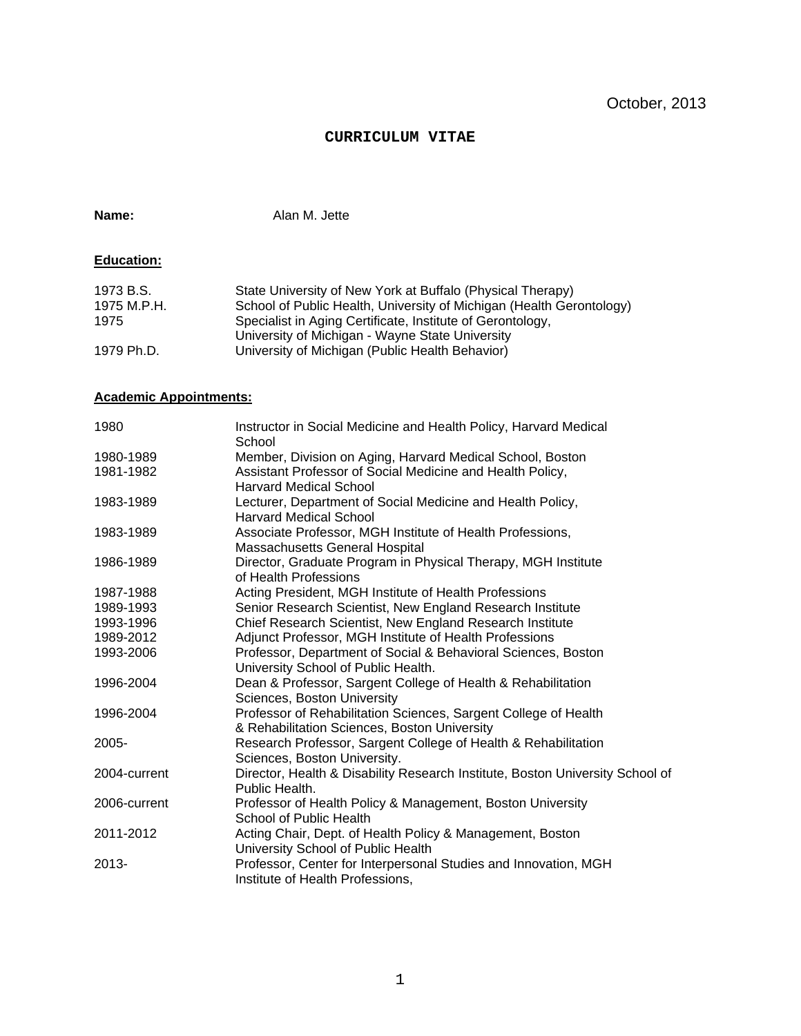October, 2013

# CURRICULUM VITAE

**Name:** Alan M. Jette

## Education:

| | |
|---|---|
| 1973 B.S. | State University of New York at Buffalo (Physical Therapy) |
| 1975 M.P.H. | School of Public Health, University of Michigan (Health Gerontology) |
| 1975 | Specialist in Aging Certificate, Institute of Gerontology, University of Michigan - Wayne State University |
| 1979 Ph.D. | University of Michigan (Public Health Behavior) |

## Academic Appointments:

| | |
|---|---|
| 1980 | Instructor in Social Medicine and Health Policy, Harvard Medical School |
| 1980-1989 | Member, Division on Aging, Harvard Medical School, Boston |
| 1981-1982 | Assistant Professor of Social Medicine and Health Policy, Harvard Medical School |
| 1983-1989 | Lecturer, Department of Social Medicine and Health Policy, Harvard Medical School |
| 1983-1989 | Associate Professor, MGH Institute of Health Professions, Massachusetts General Hospital |
| 1986-1989 | Director, Graduate Program in Physical Therapy, MGH Institute of Health Professions |
| 1987-1988 | Acting President, MGH Institute of Health Professions |
| 1989-1993 | Senior Research Scientist, New England Research Institute |
| 1993-1996 | Chief Research Scientist, New England Research Institute |
| 1989-2012 | Adjunct Professor, MGH Institute of Health Professions |
| 1993-2006 | Professor, Department of Social & Behavioral Sciences, Boston University School of Public Health. |
| 1996-2004 | Dean & Professor, Sargent College of Health & Rehabilitation Sciences, Boston University |
| 1996-2004 | Professor of Rehabilitation Sciences, Sargent College of Health & Rehabilitation Sciences, Boston University |
| 2005- | Research Professor, Sargent College of Health & Rehabilitation Sciences, Boston University. |
| 2004-current | Director, Health & Disability Research Institute, Boston University School of Public Health. |
| 2006-current | Professor of Health Policy & Management, Boston University School of Public Health |
| 2011-2012 | Acting Chair, Dept. of Health Policy & Management, Boston University School of Public Health |
| 2013- | Professor, Center for Interpersonal Studies and Innovation, MGH Institute of Health Professions, |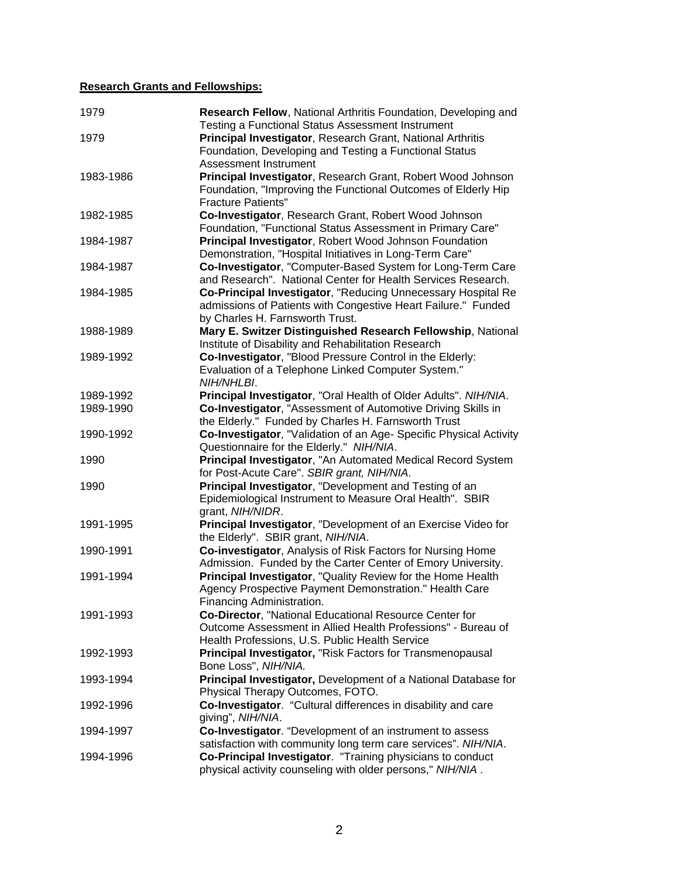**Research Grants and Fellowships:**

| | |
|---|---|
| 1979 | **Research Fellow**, National Arthritis Foundation, Developing and Testing a Functional Status Assessment Instrument |
| 1979 | **Principal Investigator**, Research Grant, National Arthritis Foundation, Developing and Testing a Functional Status Assessment Instrument |
| 1983-1986 | **Principal Investigator**, Research Grant, Robert Wood Johnson Foundation, "Improving the Functional Outcomes of Elderly Hip Fracture Patients" |
| 1982-1985 | **Co-Investigator**, Research Grant, Robert Wood Johnson Foundation, "Functional Status Assessment in Primary Care" |
| 1984-1987 | **Principal Investigator**, Robert Wood Johnson Foundation Demonstration, "Hospital Initiatives in Long-Term Care" |
| 1984-1987 | **Co-Investigator**, "Computer-Based System for Long-Term Care and Research". National Center for Health Services Research. |
| 1984-1985 | **Co-Principal Investigator**, "Reducing Unnecessary Hospital Re admissions of Patients with Congestive Heart Failure." Funded by Charles H. Farnsworth Trust. |
| 1988-1989 | **Mary E. Switzer Distinguished Research Fellowship**, National Institute of Disability and Rehabilitation Research |
| 1989-1992 | **Co-Investigator**, "Blood Pressure Control in the Elderly: Evaluation of a Telephone Linked Computer System." *NIH/NHLBI*. |
| 1989-1992 | **Principal Investigator**, "Oral Health of Older Adults". *NIH/NIA*. |
| 1989-1990 | **Co-Investigator**, "Assessment of Automotive Driving Skills in the Elderly." Funded by Charles H. Farnsworth Trust |
| 1990-1992 | **Co-Investigator**, "Validation of an Age- Specific Physical Activity Questionnaire for the Elderly." *NIH/NIA*. |
| 1990 | **Principal Investigator**, "An Automated Medical Record System for Post-Acute Care". *SBIR grant, NIH/NIA*. |
| 1990 | **Principal Investigator**, "Development and Testing of an Epidemiological Instrument to Measure Oral Health". SBIR grant, *NIH/NIDR*. |
| 1991-1995 | **Principal Investigator**, "Development of an Exercise Video for the Elderly". SBIR grant, *NIH/NIA*. |
| 1990-1991 | **Co-investigator**, Analysis of Risk Factors for Nursing Home Admission. Funded by the Carter Center of Emory University. |
| 1991-1994 | **Principal Investigator**, "Quality Review for the Home Health Agency Prospective Payment Demonstration." Health Care Financing Administration. |
| 1991-1993 | **Co-Director**, "National Educational Resource Center for Outcome Assessment in Allied Health Professions" - Bureau of Health Professions, U.S. Public Health Service |
| 1992-1993 | **Principal Investigator,** "Risk Factors for Transmenopausal Bone Loss", *NIH/NIA.* |
| 1993-1994 | **Principal Investigator,** Development of a National Database for Physical Therapy Outcomes, FOTO. |
| 1992-1996 | **Co-Investigator**. "Cultural differences in disability and care giving", *NIH/NIA*. |
| 1994-1997 | **Co-Investigator**. "Development of an instrument to assess satisfaction with community long term care services". *NIH/NIA*. |
| 1994-1996 | **Co-Principal Investigator**. "Training physicians to conduct physical activity counseling with older persons," *NIH/NIA* . |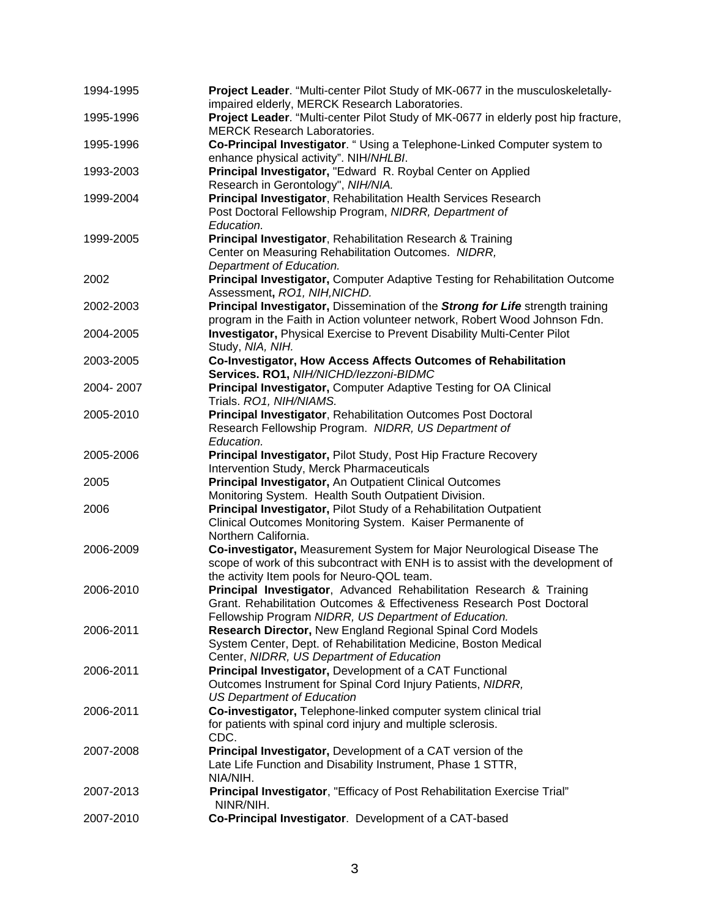| | |
|---|---|
| 1994-1995 | **Project Leader**. "Multi-center Pilot Study of MK-0677 in the musculoskeletally-impaired elderly, MERCK Research Laboratories. |
| 1995-1996 | **Project Leader**. "Multi-center Pilot Study of MK-0677 in elderly post hip fracture, MERCK Research Laboratories. |
| 1995-1996 | **Co-Principal Investigator**. " Using a Telephone-Linked Computer system to enhance physical activity". NIH/*NHLBI*. |
| 1993-2003 | **Principal Investigator,** "Edward R. Roybal Center on Applied Research in Gerontology", *NIH/NIA.* |
| 1999-2004 | **Principal Investigator**, Rehabilitation Health Services Research Post Doctoral Fellowship Program, *NIDRR, Department of Education.* |
| 1999-2005 | **Principal Investigator**, Rehabilitation Research & Training Center on Measuring Rehabilitation Outcomes. *NIDRR, Department of Education.* |
| 2002 | **Principal Investigator,** Computer Adaptive Testing for Rehabilitation Outcome Assessment**,** *RO1, NIH,NICHD.* |
| 2002-2003 | **Principal Investigator,** Dissemination of the ***Strong for Life*** strength training program in the Faith in Action volunteer network, Robert Wood Johnson Fdn. |
| 2004-2005 | **Investigator,** Physical Exercise to Prevent Disability Multi-Center Pilot Study, *NIA, NIH.* |
| 2003-2005 | **Co-Investigator, How Access Affects Outcomes of Rehabilitation Services. RO1,** *NIH/NICHD/Iezzoni-BIDMC* |
| 2004- 2007 | **Principal Investigator,** Computer Adaptive Testing for OA Clinical Trials. *RO1, NIH/NIAMS.* |
| 2005-2010 | **Principal Investigator**, Rehabilitation Outcomes Post Doctoral Research Fellowship Program. *NIDRR, US Department of Education.* |
| 2005-2006 | **Principal Investigator,** Pilot Study, Post Hip Fracture Recovery Intervention Study, Merck Pharmaceuticals |
| 2005 | **Principal Investigator,** An Outpatient Clinical Outcomes Monitoring System. Health South Outpatient Division. |
| 2006 | **Principal Investigator,** Pilot Study of a Rehabilitation Outpatient Clinical Outcomes Monitoring System. Kaiser Permanente of Northern California. |
| 2006-2009 | **Co-investigator,** Measurement System for Major Neurological Disease The scope of work of this subcontract with ENH is to assist with the development of the activity Item pools for Neuro-QOL team. |
| 2006-2010 | **Principal Investigator**, Advanced Rehabilitation Research & Training Grant. Rehabilitation Outcomes & Effectiveness Research Post Doctoral Fellowship Program *NIDRR, US Department of Education.* |
| 2006-2011 | **Research Director,** New England Regional Spinal Cord Models System Center, Dept. of Rehabilitation Medicine, Boston Medical Center, *NIDRR, US Department of Education* |
| 2006-2011 | **Principal Investigator,** Development of a CAT Functional Outcomes Instrument for Spinal Cord Injury Patients, *NIDRR, US Department of Education* |
| 2006-2011 | **Co-investigator,** Telephone-linked computer system clinical trial for patients with spinal cord injury and multiple sclerosis. CDC. |
| 2007-2008 | **Principal Investigator,** Development of a CAT version of the Late Life Function and Disability Instrument, Phase 1 STTR, NIA/NIH. |
| 2007-2013 | **Principal Investigator**, "Efficacy of Post Rehabilitation Exercise Trial" NINR/NIH. |
| 2007-2010 | **Co-Principal Investigator**. Development of a CAT-based |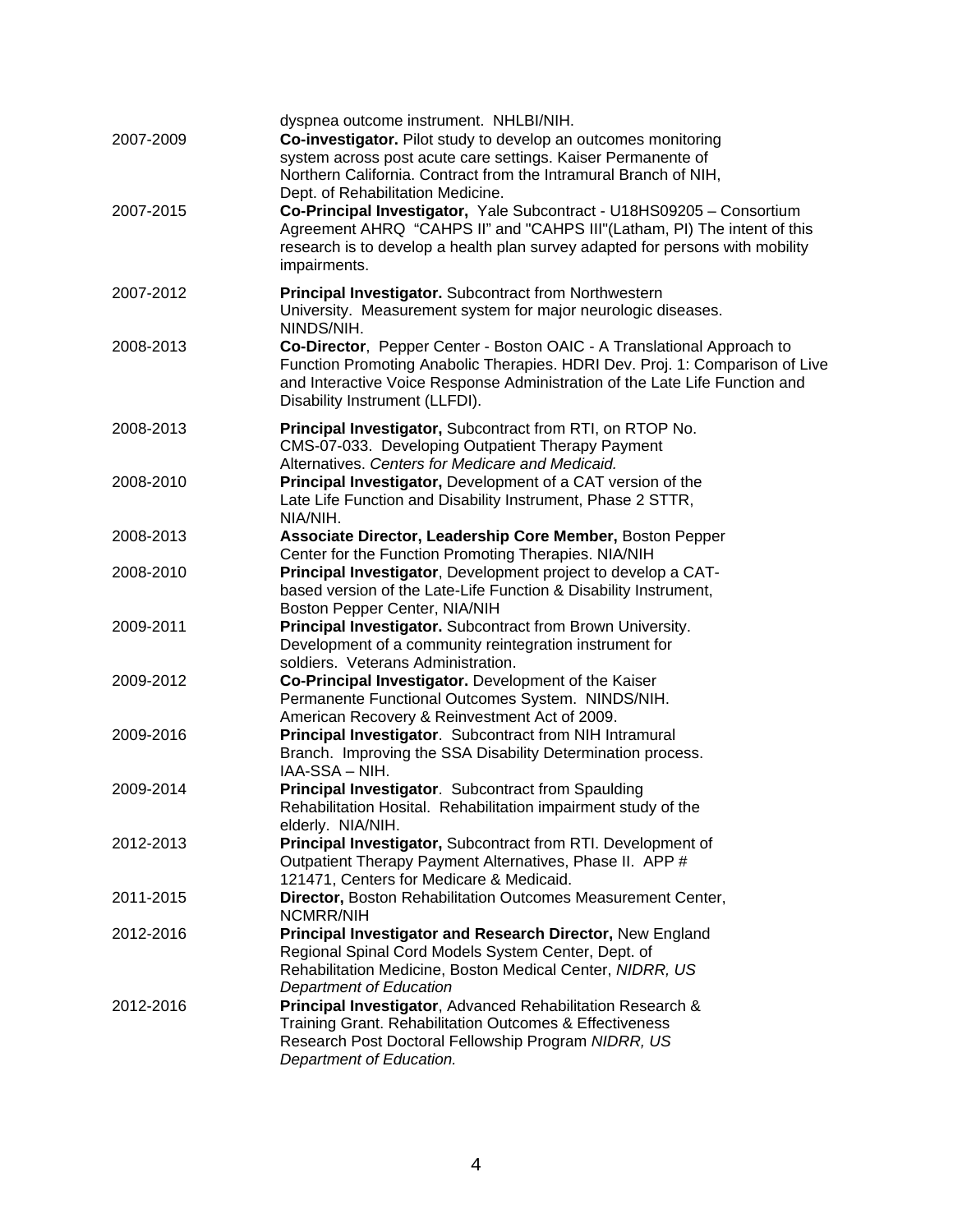| | |
|---|---|
| | dyspnea outcome instrument. NHLBI/NIH. |
| 2007-2009 | **Co-investigator.** Pilot study to develop an outcomes monitoring system across post acute care settings. Kaiser Permanente of Northern California. Contract from the Intramural Branch of NIH, Dept. of Rehabilitation Medicine. |
| 2007-2015 | **Co-Principal Investigator,** Yale Subcontract - U18HS09205 – Consortium Agreement AHRQ "CAHPS II" and "CAHPS III"(Latham, PI) The intent of this research is to develop a health plan survey adapted for persons with mobility impairments. |
| 2007-2012 | **Principal Investigator.** Subcontract from Northwestern University. Measurement system for major neurologic diseases. NINDS/NIH. |
| 2008-2013 | **Co-Director**, Pepper Center - Boston OAIC - A Translational Approach to Function Promoting Anabolic Therapies. HDRI Dev. Proj. 1: Comparison of Live and Interactive Voice Response Administration of the Late Life Function and Disability Instrument (LLFDI). |
| 2008-2013 | **Principal Investigator,** Subcontract from RTI, on RTOP No. CMS-07-033. Developing Outpatient Therapy Payment Alternatives. *Centers for Medicare and Medicaid.* |
| 2008-2010 | **Principal Investigator,** Development of a CAT version of the Late Life Function and Disability Instrument, Phase 2 STTR, NIA/NIH. |
| 2008-2013 | **Associate Director, Leadership Core Member,** Boston Pepper Center for the Function Promoting Therapies. NIA/NIH |
| 2008-2010 | **Principal Investigator**, Development project to develop a CAT-based version of the Late-Life Function & Disability Instrument, Boston Pepper Center, NIA/NIH |
| 2009-2011 | **Principal Investigator.** Subcontract from Brown University. Development of a community reintegration instrument for soldiers. Veterans Administration. |
| 2009-2012 | **Co-Principal Investigator.** Development of the Kaiser Permanente Functional Outcomes System. NINDS/NIH. American Recovery & Reinvestment Act of 2009. |
| 2009-2016 | **Principal Investigator**. Subcontract from NIH Intramural Branch. Improving the SSA Disability Determination process. IAA-SSA – NIH. |
| 2009-2014 | **Principal Investigator**. Subcontract from Spaulding Rehabilitation Hosital. Rehabilitation impairment study of the elderly. NIA/NIH. |
| 2012-2013 | **Principal Investigator,** Subcontract from RTI. Development of Outpatient Therapy Payment Alternatives, Phase II. APP # 121471, Centers for Medicare & Medicaid. |
| 2011-2015 | **Director,** Boston Rehabilitation Outcomes Measurement Center, NCMRR/NIH |
| 2012-2016 | **Principal Investigator and Research Director,** New England Regional Spinal Cord Models System Center, Dept. of Rehabilitation Medicine, Boston Medical Center, *NIDRR, US Department of Education* |
| 2012-2016 | **Principal Investigator**, Advanced Rehabilitation Research & Training Grant. Rehabilitation Outcomes & Effectiveness Research Post Doctoral Fellowship Program *NIDRR, US Department of Education.* |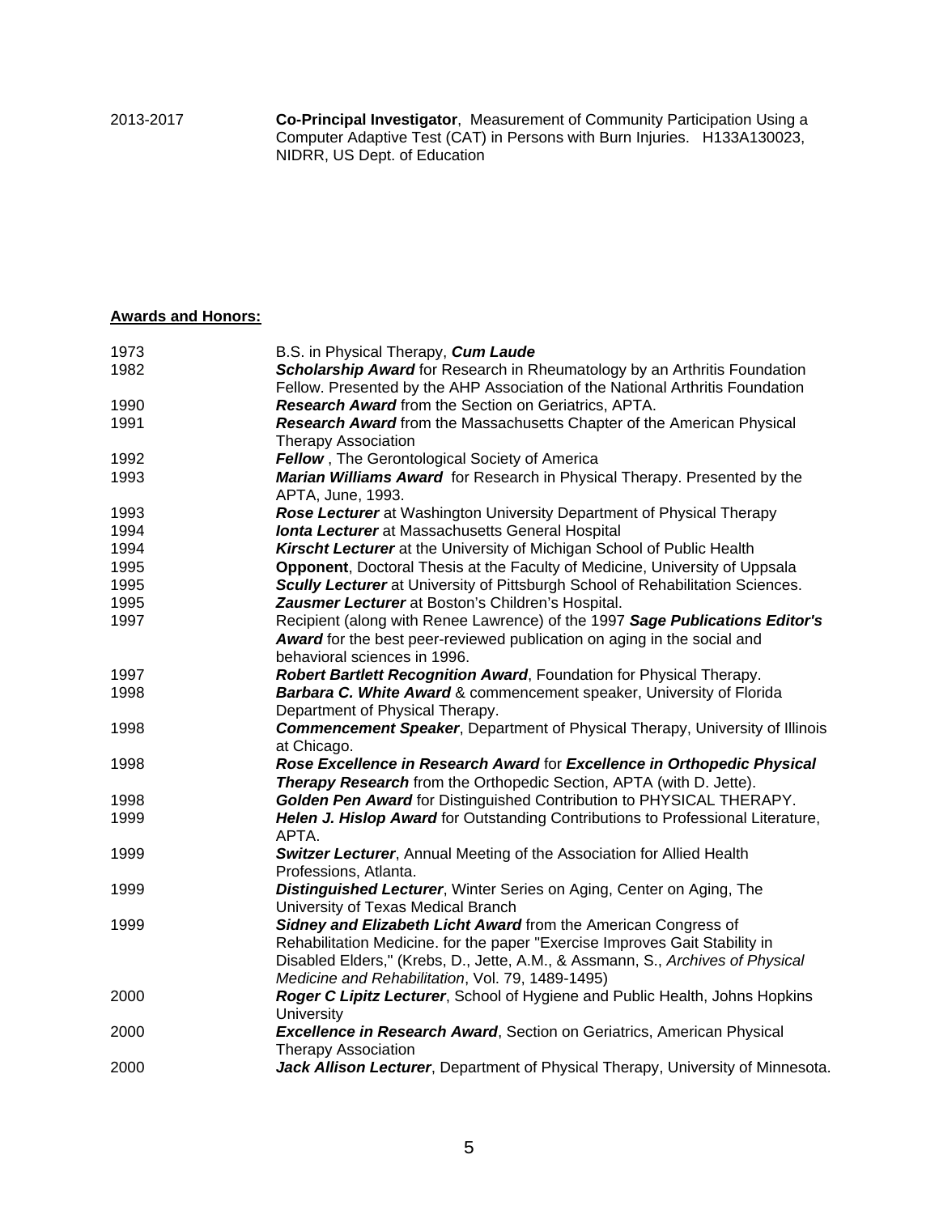2013-2017 **Co-Principal Investigator**, Measurement of Community Participation Using a Computer Adaptive Test (CAT) in Persons with Burn Injuries. H133A130023, NIDRR, US Dept. of Education

**Awards and Honors:**

| | |
|---|---|
| 1973 | B.S. in Physical Therapy, ***Cum Laude*** |
| 1982 | ***Scholarship Award*** for Research in Rheumatology by an Arthritis Foundation Fellow. Presented by the AHP Association of the National Arthritis Foundation |
| 1990 | ***Research Award*** from the Section on Geriatrics, APTA. |
| 1991 | ***Research Award*** from the Massachusetts Chapter of the American Physical Therapy Association |
| 1992 | ***Fellow*** , The Gerontological Society of America |
| 1993 | ***Marian Williams Award*** for Research in Physical Therapy. Presented by the APTA, June, 1993. |
| 1993 | ***Rose Lecturer*** at Washington University Department of Physical Therapy |
| 1994 | ***Ionta Lecturer*** at Massachusetts General Hospital |
| 1994 | ***Kirscht Lecturer*** at the University of Michigan School of Public Health |
| 1995 | **Opponent**, Doctoral Thesis at the Faculty of Medicine, University of Uppsala |
| 1995 | ***Scully Lecturer*** at University of Pittsburgh School of Rehabilitation Sciences. |
| 1995 | ***Zausmer Lecturer*** at Boston's Children's Hospital. |
| 1997 | Recipient (along with Renee Lawrence) of the 1997 ***Sage Publications Editor's Award*** for the best peer-reviewed publication on aging in the social and behavioral sciences in 1996. |
| 1997 | ***Robert Bartlett Recognition Award***, Foundation for Physical Therapy. |
| 1998 | ***Barbara C. White Award*** & commencement speaker, University of Florida Department of Physical Therapy. |
| 1998 | ***Commencement Speaker***, Department of Physical Therapy, University of Illinois at Chicago. |
| 1998 | ***Rose Excellence in Research Award*** for ***Excellence in Orthopedic Physical Therapy Research*** from the Orthopedic Section, APTA (with D. Jette). |
| 1998 | ***Golden Pen Award*** for Distinguished Contribution to PHYSICAL THERAPY. |
| 1999 | ***Helen J. Hislop Award*** for Outstanding Contributions to Professional Literature, APTA. |
| 1999 | ***Switzer Lecturer***, Annual Meeting of the Association for Allied Health Professions, Atlanta. |
| 1999 | ***Distinguished Lecturer***, Winter Series on Aging, Center on Aging, The University of Texas Medical Branch |
| 1999 | ***Sidney and Elizabeth Licht Award*** from the American Congress of Rehabilitation Medicine. for the paper "Exercise Improves Gait Stability in Disabled Elders," (Krebs, D., Jette, A.M., & Assmann, S., *Archives of Physical Medicine and Rehabilitation*, Vol. 79, 1489-1495) |
| 2000 | ***Roger C Lipitz Lecturer***, School of Hygiene and Public Health, Johns Hopkins University |
| 2000 | ***Excellence in Research Award***, Section on Geriatrics, American Physical Therapy Association |
| 2000 | ***Jack Allison Lecturer***, Department of Physical Therapy, University of Minnesota. |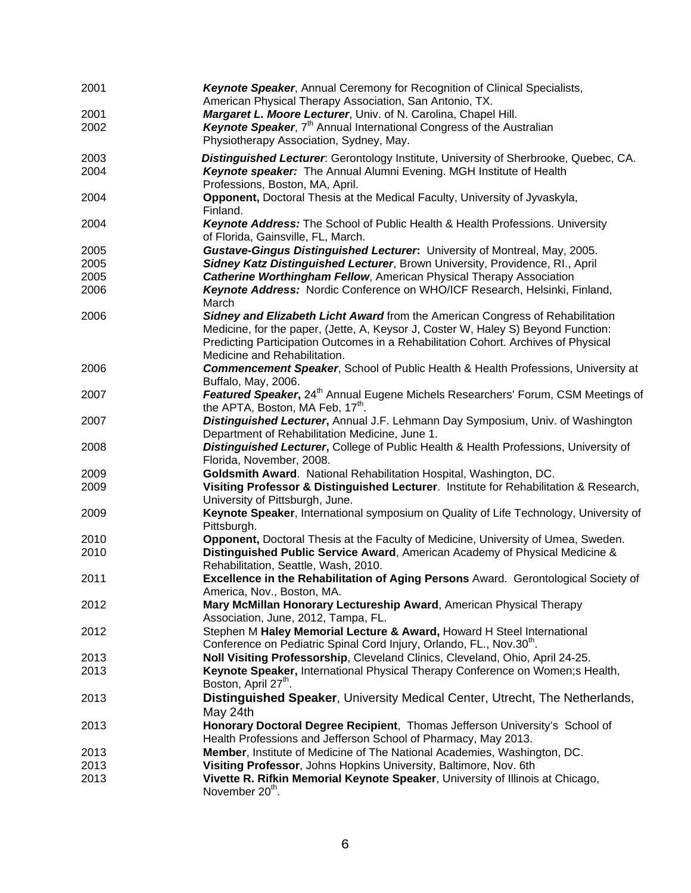| | |
|---|---|
| 2001 | ***Keynote Speaker***, Annual Ceremony for Recognition of Clinical Specialists, American Physical Therapy Association, San Antonio, TX. |
| 2001 | ***Margaret L. Moore Lecturer***, Univ. of N. Carolina, Chapel Hill. |
| 2002 | ***Keynote Speaker***, 7th Annual International Congress of the Australian Physiotherapy Association, Sydney, May. |
| 2003 | ***Distinguished Lecturer***: Gerontology Institute, University of Sherbrooke, Quebec, CA. |
| 2004 | ***Keynote speaker:*** The Annual Alumni Evening. MGH Institute of Health Professions, Boston, MA, April. |
| 2004 | **Opponent,** Doctoral Thesis at the Medical Faculty, University of Jyvaskyla, Finland. |
| 2004 | ***Keynote Address:*** The School of Public Health & Health Professions. University of Florida, Gainsville, FL, March. |
| 2005 | ***Gustave-Gingus Distinguished Lecturer*****:** University of Montreal, May, 2005. |
| 2005 | ***Sidney Katz Distinguished Lecturer***, Brown University, Providence, RI., April |
| 2005 | ***Catherine Worthingham Fellow***, American Physical Therapy Association |
| 2006 | ***Keynote Address:*** Nordic Conference on WHO/ICF Research, Helsinki, Finland, March |
| 2006 | ***Sidney and Elizabeth Licht Award*** from the American Congress of Rehabilitation Medicine, for the paper, (Jette, A, Keysor J, Coster W, Haley S) Beyond Function: Predicting Participation Outcomes in a Rehabilitation Cohort. Archives of Physical Medicine and Rehabilitation. |
| 2006 | ***Commencement Speaker***, School of Public Health & Health Professions, University at Buffalo, May, 2006. |
| 2007 | ***Featured Speaker*****,** 24th Annual Eugene Michels Researchers' Forum, CSM Meetings of the APTA, Boston, MA Feb, 17th. |
| 2007 | ***Distinguished Lecturer*****,** Annual J.F. Lehmann Day Symposium, Univ. of Washington Department of Rehabilitation Medicine, June 1. |
| 2008 | ***Distinguished Lecturer*****,** College of Public Health & Health Professions, University of Florida, November, 2008. |
| 2009 | **Goldsmith Award**. National Rehabilitation Hospital, Washington, DC. |
| 2009 | **Visiting Professor & Distinguished Lecturer**. Institute for Rehabilitation & Research, University of Pittsburgh, June. |
| 2009 | **Keynote Speaker**, International symposium on Quality of Life Technology, University of Pittsburgh. |
| 2010 | **Opponent,** Doctoral Thesis at the Faculty of Medicine, University of Umea, Sweden. |
| 2010 | **Distinguished Public Service Award**, American Academy of Physical Medicine & Rehabilitation, Seattle, Wash, 2010. |
| 2011 | **Excellence in the Rehabilitation of Aging Persons** Award. Gerontological Society of America, Nov., Boston, MA. |
| 2012 | **Mary McMillan Honorary Lectureship Award**, American Physical Therapy Association, June, 2012, Tampa, FL. |
| 2012 | Stephen M **Haley Memorial Lecture & Award,** Howard H Steel International Conference on Pediatric Spinal Cord Injury, Orlando, FL., Nov.30th. |
| 2013 | **Noll Visiting Professorship**, Cleveland Clinics, Cleveland, Ohio, April 24-25. |
| 2013 | **Keynote Speaker,** International Physical Therapy Conference on Women;s Health, Boston, April 27th. |
| 2013 | **Distinguished Speaker**, University Medical Center, Utrecht, The Netherlands, May 24th |
| 2013 | **Honorary Doctoral Degree Recipient**, Thomas Jefferson University's School of Health Professions and Jefferson School of Pharmacy, May 2013. |
| 2013 | **Member**, Institute of Medicine of The National Academies, Washington, DC. |
| 2013 | **Visiting Professor**, Johns Hopkins University, Baltimore, Nov. 6th |
| 2013 | **Vivette R. Rifkin Memorial Keynote Speaker**, University of Illinois at Chicago, November 20th. |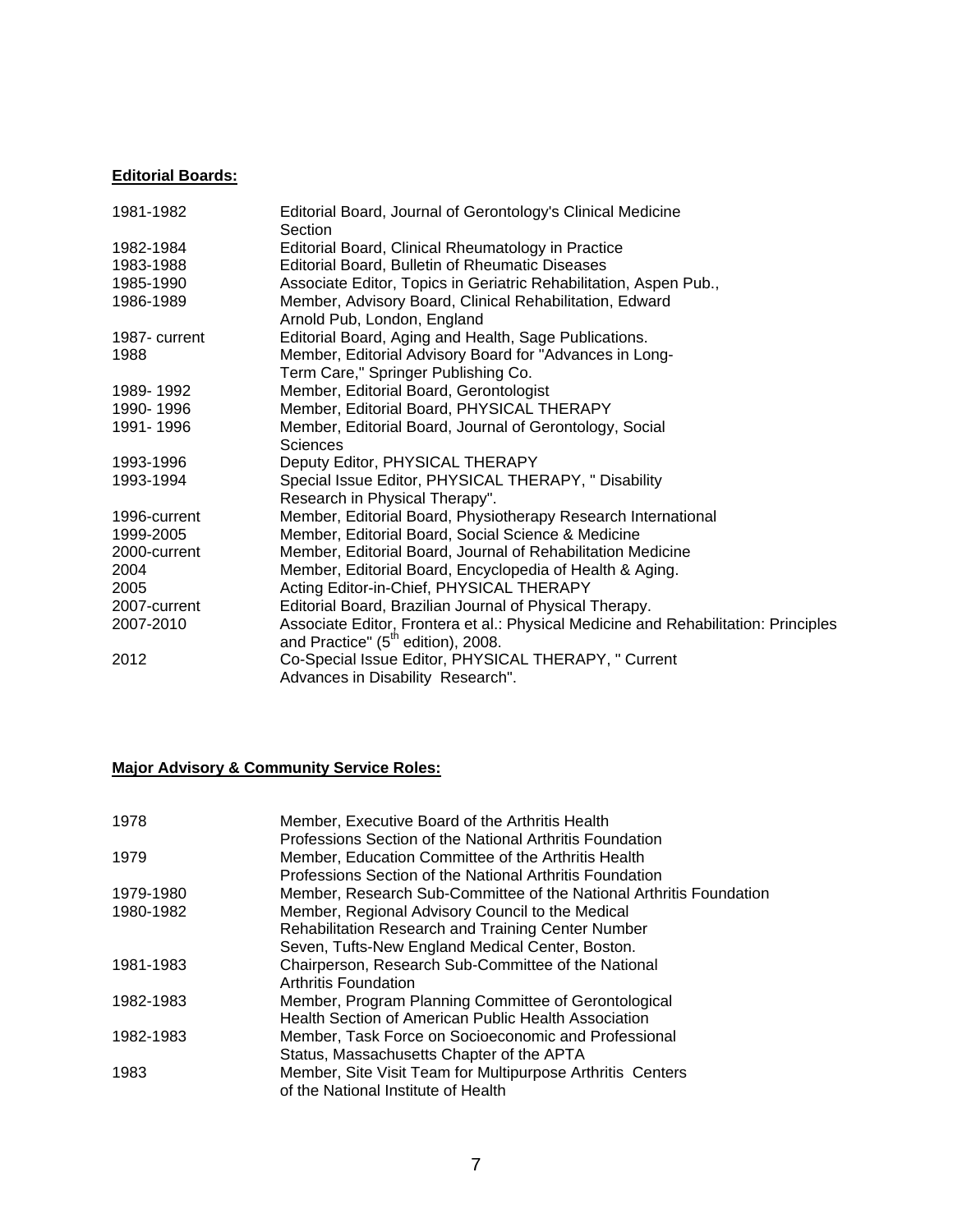**Editorial Boards:**

| | |
|---|---|
| 1981-1982 | Editorial Board, Journal of Gerontology's Clinical Medicine Section |
| 1982-1984 | Editorial Board, Clinical Rheumatology in Practice |
| 1983-1988 | Editorial Board, Bulletin of Rheumatic Diseases |
| 1985-1990 | Associate Editor, Topics in Geriatric Rehabilitation, Aspen Pub., |
| 1986-1989 | Member, Advisory Board, Clinical Rehabilitation, Edward Arnold Pub, London, England |
| 1987- current | Editorial Board, Aging and Health, Sage Publications. |
| 1988 | Member, Editorial Advisory Board for "Advances in Long-Term Care," Springer Publishing Co. |
| 1989- 1992 | Member, Editorial Board, Gerontologist |
| 1990- 1996 | Member, Editorial Board, PHYSICAL THERAPY |
| 1991- 1996 | Member, Editorial Board, Journal of Gerontology, Social Sciences |
| 1993-1996 | Deputy Editor, PHYSICAL THERAPY |
| 1993-1994 | Special Issue Editor, PHYSICAL THERAPY, " Disability Research in Physical Therapy". |
| 1996-current | Member, Editorial Board, Physiotherapy Research International |
| 1999-2005 | Member, Editorial Board, Social Science & Medicine |
| 2000-current | Member, Editorial Board, Journal of Rehabilitation Medicine |
| 2004 | Member, Editorial Board, Encyclopedia of Health & Aging. |
| 2005 | Acting Editor-in-Chief, PHYSICAL THERAPY |
| 2007-current | Editorial Board, Brazilian Journal of Physical Therapy. |
| 2007-2010 | Associate Editor, Frontera et al.: Physical Medicine and Rehabilitation: Principles and Practice" (5th edition), 2008. |
| 2012 | Co-Special Issue Editor, PHYSICAL THERAPY, " Current Advances in Disability Research". |

**Major Advisory & Community Service Roles:**

| | |
|---|---|
| 1978 | Member, Executive Board of the Arthritis Health Professions Section of the National Arthritis Foundation |
| 1979 | Member, Education Committee of the Arthritis Health Professions Section of the National Arthritis Foundation |
| 1979-1980 | Member, Research Sub-Committee of the National Arthritis Foundation |
| 1980-1982 | Member, Regional Advisory Council to the Medical Rehabilitation Research and Training Center Number Seven, Tufts-New England Medical Center, Boston. |
| 1981-1983 | Chairperson, Research Sub-Committee of the National Arthritis Foundation |
| 1982-1983 | Member, Program Planning Committee of Gerontological Health Section of American Public Health Association |
| 1982-1983 | Member, Task Force on Socioeconomic and Professional Status, Massachusetts Chapter of the APTA |
| 1983 | Member, Site Visit Team for Multipurpose Arthritis Centers of the National Institute of Health |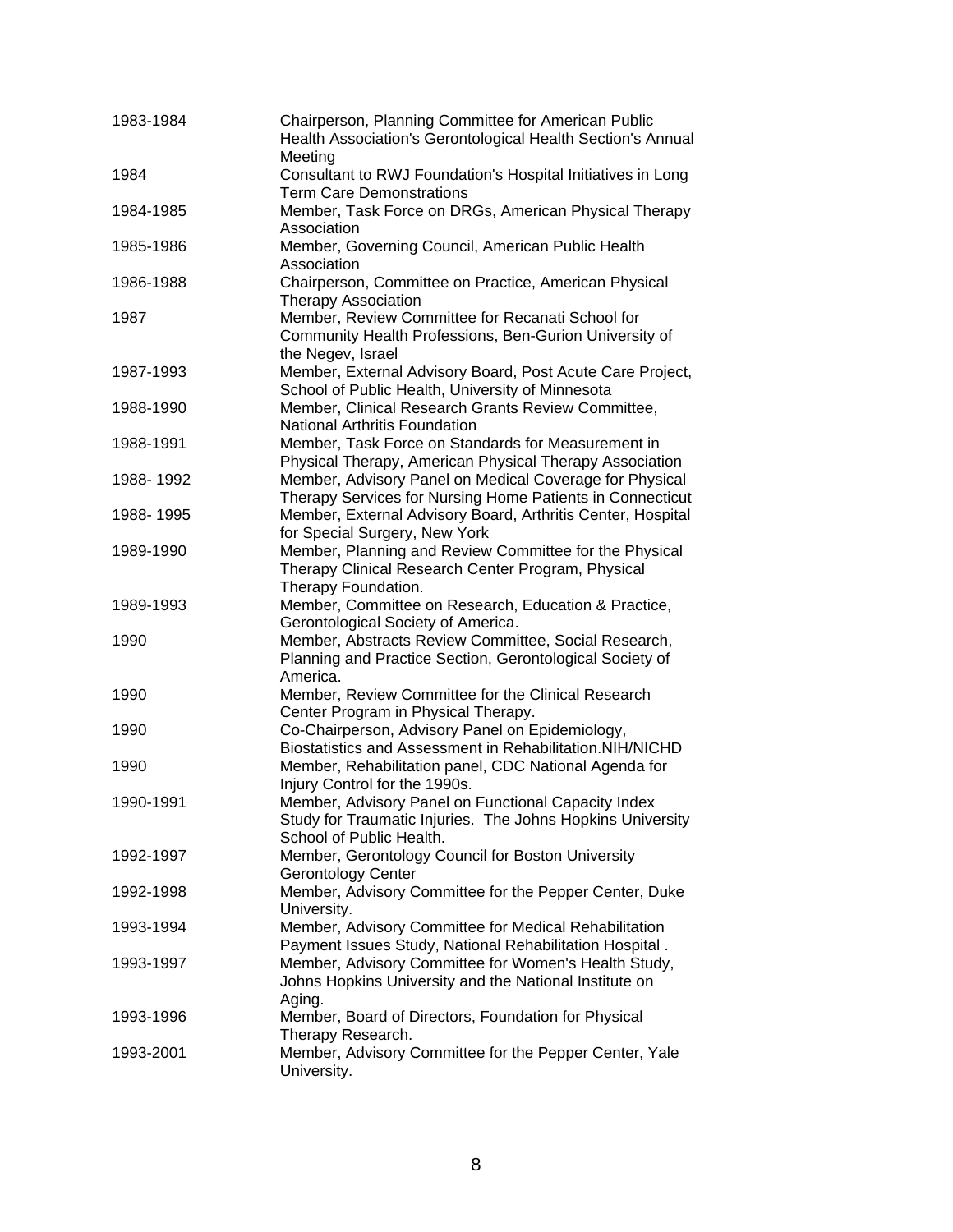| | |
|---|---|
| 1983-1984 | Chairperson, Planning Committee for American Public Health Association's Gerontological Health Section's Annual Meeting |
| 1984 | Consultant to RWJ Foundation's Hospital Initiatives in Long Term Care Demonstrations |
| 1984-1985 | Member, Task Force on DRGs, American Physical Therapy Association |
| 1985-1986 | Member, Governing Council, American Public Health Association |
| 1986-1988 | Chairperson, Committee on Practice, American Physical Therapy Association |
| 1987 | Member, Review Committee for Recanati School for Community Health Professions, Ben-Gurion University of the Negev, Israel |
| 1987-1993 | Member, External Advisory Board, Post Acute Care Project, School of Public Health, University of Minnesota |
| 1988-1990 | Member, Clinical Research Grants Review Committee, National Arthritis Foundation |
| 1988-1991 | Member, Task Force on Standards for Measurement in Physical Therapy, American Physical Therapy Association |
| 1988- 1992 | Member, Advisory Panel on Medical Coverage for Physical Therapy Services for Nursing Home Patients in Connecticut |
| 1988- 1995 | Member, External Advisory Board, Arthritis Center, Hospital for Special Surgery, New York |
| 1989-1990 | Member, Planning and Review Committee for the Physical Therapy Clinical Research Center Program, Physical Therapy Foundation. |
| 1989-1993 | Member, Committee on Research, Education & Practice, Gerontological Society of America. |
| 1990 | Member, Abstracts Review Committee, Social Research, Planning and Practice Section, Gerontological Society of America. |
| 1990 | Member, Review Committee for the Clinical Research Center Program in Physical Therapy. |
| 1990 | Co-Chairperson, Advisory Panel on Epidemiology, Biostatistics and Assessment in Rehabilitation.NIH/NICHD |
| 1990 | Member, Rehabilitation panel, CDC National Agenda for Injury Control for the 1990s. |
| 1990-1991 | Member, Advisory Panel on Functional Capacity Index Study for Traumatic Injuries. The Johns Hopkins University School of Public Health. |
| 1992-1997 | Member, Gerontology Council for Boston University Gerontology Center |
| 1992-1998 | Member, Advisory Committee for the Pepper Center, Duke University. |
| 1993-1994 | Member, Advisory Committee for Medical Rehabilitation Payment Issues Study, National Rehabilitation Hospital . |
| 1993-1997 | Member, Advisory Committee for Women's Health Study, Johns Hopkins University and the National Institute on Aging. |
| 1993-1996 | Member, Board of Directors, Foundation for Physical Therapy Research. |
| 1993-2001 | Member, Advisory Committee for the Pepper Center, Yale University. |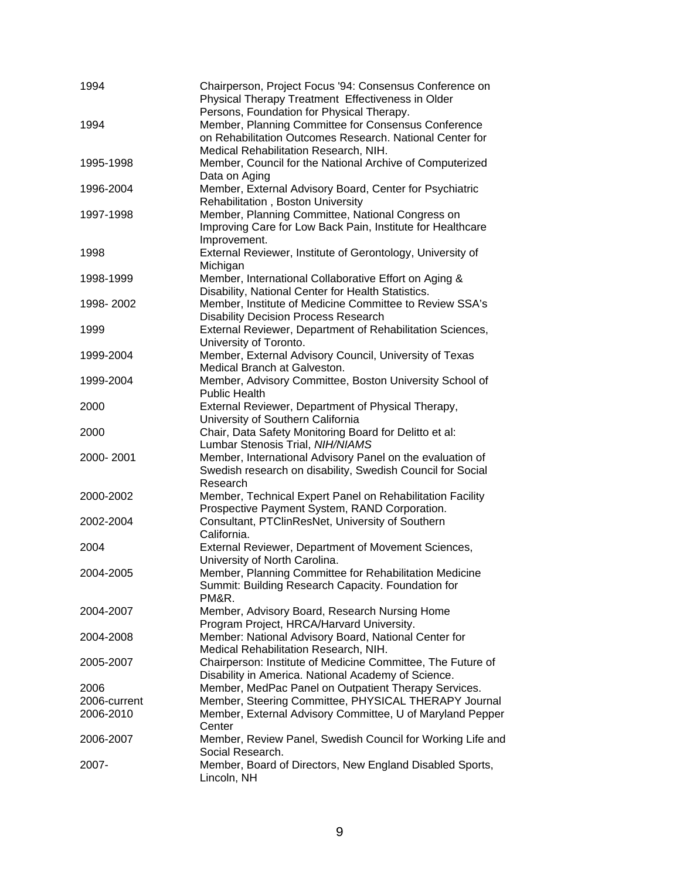| | |
|---|---|
| 1994 | Chairperson, Project Focus '94: Consensus Conference on Physical Therapy Treatment Effectiveness in Older Persons, Foundation for Physical Therapy. |
| 1994 | Member, Planning Committee for Consensus Conference on Rehabilitation Outcomes Research. National Center for Medical Rehabilitation Research, NIH. |
| 1995-1998 | Member, Council for the National Archive of Computerized Data on Aging |
| 1996-2004 | Member, External Advisory Board, Center for Psychiatric Rehabilitation , Boston University |
| 1997-1998 | Member, Planning Committee, National Congress on Improving Care for Low Back Pain, Institute for Healthcare Improvement. |
| 1998 | External Reviewer, Institute of Gerontology, University of Michigan |
| 1998-1999 | Member, International Collaborative Effort on Aging & Disability, National Center for Health Statistics. |
| 1998- 2002 | Member, Institute of Medicine Committee to Review SSA's Disability Decision Process Research |
| 1999 | External Reviewer, Department of Rehabilitation Sciences, University of Toronto. |
| 1999-2004 | Member, External Advisory Council, University of Texas Medical Branch at Galveston. |
| 1999-2004 | Member, Advisory Committee, Boston University School of Public Health |
| 2000 | External Reviewer, Department of Physical Therapy, University of Southern California |
| 2000 | Chair, Data Safety Monitoring Board for Delitto et al: Lumbar Stenosis Trial, *NIH/NIAMS* |
| 2000- 2001 | Member, International Advisory Panel on the evaluation of Swedish research on disability, Swedish Council for Social Research |
| 2000-2002 | Member, Technical Expert Panel on Rehabilitation Facility Prospective Payment System, RAND Corporation. |
| 2002-2004 | Consultant, PTClinResNet, University of Southern California. |
| 2004 | External Reviewer, Department of Movement Sciences, University of North Carolina. |
| 2004-2005 | Member, Planning Committee for Rehabilitation Medicine Summit: Building Research Capacity. Foundation for PM&R. |
| 2004-2007 | Member, Advisory Board, Research Nursing Home Program Project, HRCA/Harvard University. |
| 2004-2008 | Member: National Advisory Board, National Center for Medical Rehabilitation Research, NIH. |
| 2005-2007 | Chairperson: Institute of Medicine Committee, The Future of Disability in America. National Academy of Science. |
| 2006 | Member, MedPac Panel on Outpatient Therapy Services. |
| 2006-current | Member, Steering Committee, PHYSICAL THERAPY Journal |
| 2006-2010 | Member, External Advisory Committee, U of Maryland Pepper Center |
| 2006-2007 | Member, Review Panel, Swedish Council for Working Life and Social Research. |
| 2007- | Member, Board of Directors, New England Disabled Sports, Lincoln, NH |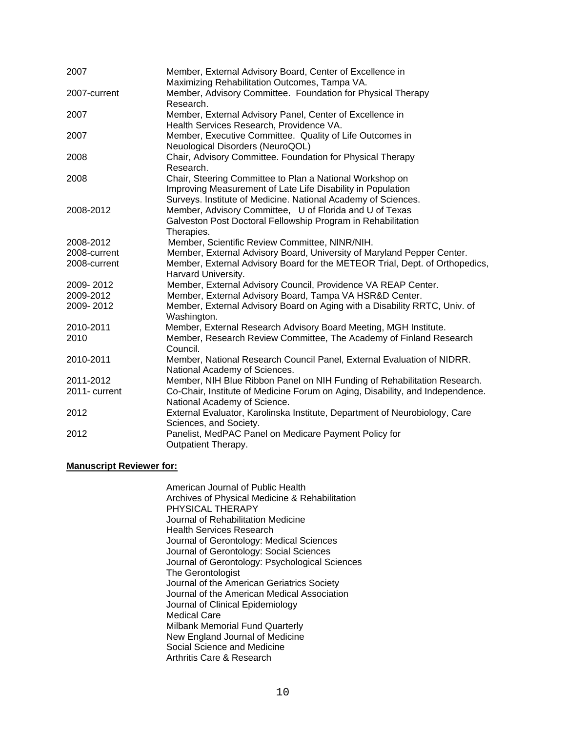| | |
|---|---|
| 2007 | Member, External Advisory Board, Center of Excellence in Maximizing Rehabilitation Outcomes, Tampa VA. |
| 2007-current | Member, Advisory Committee. Foundation for Physical Therapy Research. |
| 2007 | Member, External Advisory Panel, Center of Excellence in Health Services Research, Providence VA. |
| 2007 | Member, Executive Committee. Quality of Life Outcomes in Neuological Disorders (NeuroQOL) |
| 2008 | Chair, Advisory Committee. Foundation for Physical Therapy Research. |
| 2008 | Chair, Steering Committee to Plan a National Workshop on Improving Measurement of Late Life Disability in Population Surveys. Institute of Medicine. National Academy of Sciences. |
| 2008-2012 | Member, Advisory Committee, U of Florida and U of Texas Galveston Post Doctoral Fellowship Program in Rehabilitation Therapies. |
| 2008-2012 | Member, Scientific Review Committee, NINR/NIH. |
| 2008-current | Member, External Advisory Board, University of Maryland Pepper Center. |
| 2008-current | Member, External Advisory Board for the METEOR Trial, Dept. of Orthopedics, Harvard University. |
| 2009- 2012 | Member, External Advisory Council, Providence VA REAP Center. |
| 2009-2012 | Member, External Advisory Board, Tampa VA HSR&D Center. |
| 2009- 2012 | Member, External Advisory Board on Aging with a Disability RRTC, Univ. of Washington. |
| 2010-2011 | Member, External Research Advisory Board Meeting, MGH Institute. |
| 2010 | Member, Research Review Committee, The Academy of Finland Research Council. |
| 2010-2011 | Member, National Research Council Panel, External Evaluation of NIDRR. National Academy of Sciences. |
| 2011-2012 | Member, NIH Blue Ribbon Panel on NIH Funding of Rehabilitation Research. |
| 2011- current | Co-Chair, Institute of Medicine Forum on Aging, Disability, and Independence. National Academy of Science. |
| 2012 | External Evaluator, Karolinska Institute, Department of Neurobiology, Care Sciences, and Society. |
| 2012 | Panelist, MedPAC Panel on Medicare Payment Policy for Outpatient Therapy. |

**Manuscript Reviewer for:**

American Journal of Public Health
Archives of Physical Medicine & Rehabilitation
PHYSICAL THERAPY
Journal of Rehabilitation Medicine
Health Services Research
Journal of Gerontology: Medical Sciences
Journal of Gerontology: Social Sciences
Journal of Gerontology: Psychological Sciences
The Gerontologist
Journal of the American Geriatrics Society
Journal of the American Medical Association
Journal of Clinical Epidemiology
Medical Care
Milbank Memorial Fund Quarterly
New England Journal of Medicine
Social Science and Medicine
Arthritis Care & Research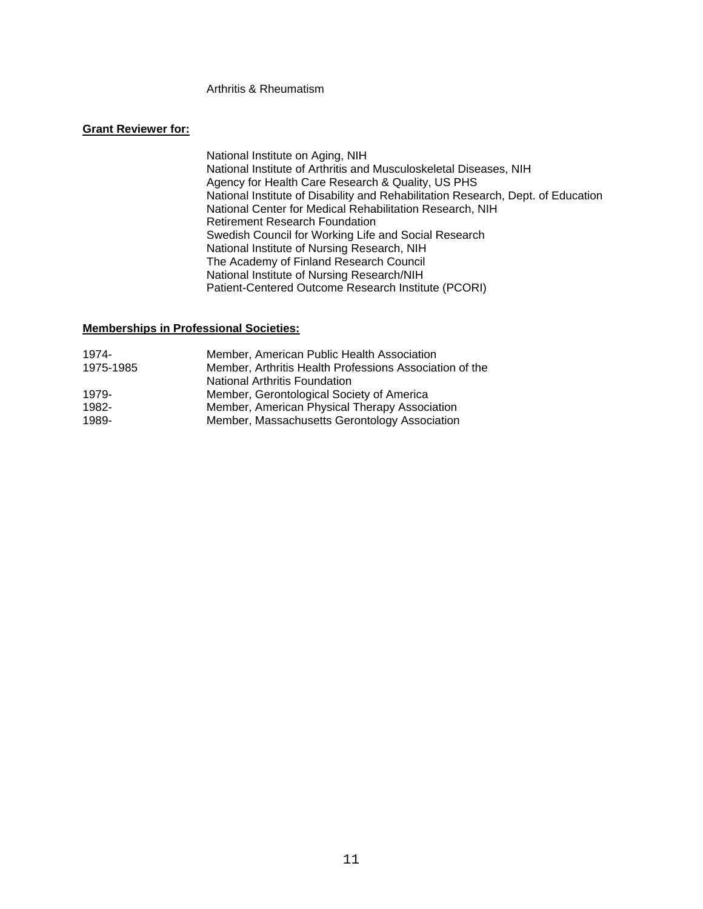Arthritis & Rheumatism

**Grant Reviewer for:**

National Institute on Aging, NIH
National Institute of Arthritis and Musculoskeletal Diseases, NIH
Agency for Health Care Research & Quality, US PHS
National Institute of Disability and Rehabilitation Research, Dept. of Education
National Center for Medical Rehabilitation Research, NIH
Retirement Research Foundation
Swedish Council for Working Life and Social Research
National Institute of Nursing Research, NIH
The Academy of Finland Research Council
National Institute of Nursing Research/NIH
Patient-Centered Outcome Research Institute (PCORI)

**Memberships in Professional Societies:**

| | |
|---|---|
| 1974- | Member, American Public Health Association |
| 1975-1985 | Member, Arthritis Health Professions Association of the National Arthritis Foundation |
| 1979- | Member, Gerontological Society of America |
| 1982- | Member, American Physical Therapy Association |
| 1989- | Member, Massachusetts Gerontology Association |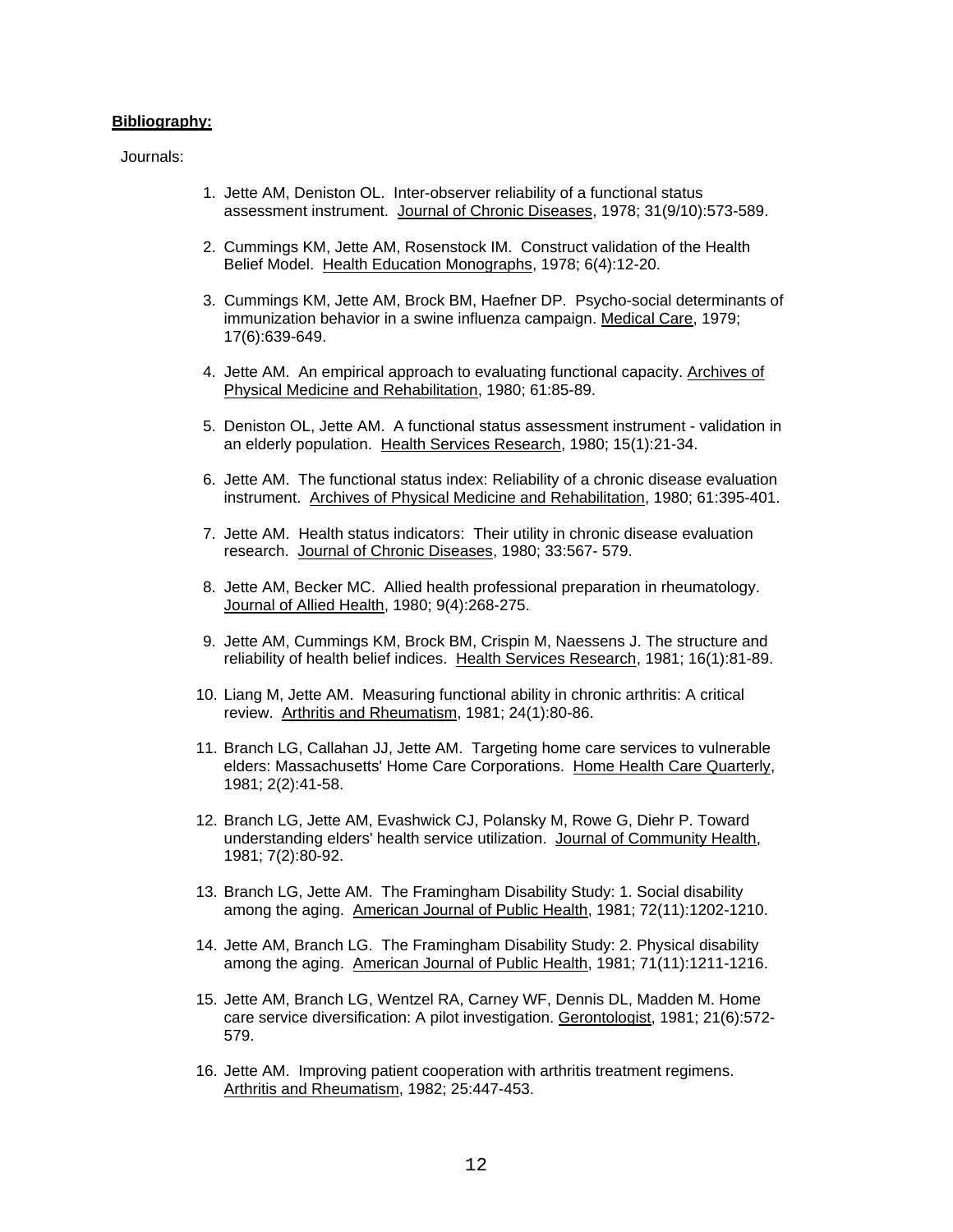**Bibliography:**

Journals:

1. Jette AM, Deniston OL. Inter-observer reliability of a functional status assessment instrument. Journal of Chronic Diseases, 1978; 31(9/10):573-589.

2. Cummings KM, Jette AM, Rosenstock IM. Construct validation of the Health Belief Model. Health Education Monographs, 1978; 6(4):12-20.

3. Cummings KM, Jette AM, Brock BM, Haefner DP. Psycho-social determinants of immunization behavior in a swine influenza campaign. Medical Care, 1979; 17(6):639-649.

4. Jette AM. An empirical approach to evaluating functional capacity. Archives of Physical Medicine and Rehabilitation, 1980; 61:85-89.

5. Deniston OL, Jette AM. A functional status assessment instrument - validation in an elderly population. Health Services Research, 1980; 15(1):21-34.

6. Jette AM. The functional status index: Reliability of a chronic disease evaluation instrument. Archives of Physical Medicine and Rehabilitation, 1980; 61:395-401.

7. Jette AM. Health status indicators: Their utility in chronic disease evaluation research. Journal of Chronic Diseases, 1980; 33:567- 579.

8. Jette AM, Becker MC. Allied health professional preparation in rheumatology. Journal of Allied Health, 1980; 9(4):268-275.

9. Jette AM, Cummings KM, Brock BM, Crispin M, Naessens J. The structure and reliability of health belief indices. Health Services Research, 1981; 16(1):81-89.

10. Liang M, Jette AM. Measuring functional ability in chronic arthritis: A critical review. Arthritis and Rheumatism, 1981; 24(1):80-86.

11. Branch LG, Callahan JJ, Jette AM. Targeting home care services to vulnerable elders: Massachusetts' Home Care Corporations. Home Health Care Quarterly, 1981; 2(2):41-58.

12. Branch LG, Jette AM, Evashwick CJ, Polansky M, Rowe G, Diehr P. Toward understanding elders' health service utilization. Journal of Community Health, 1981; 7(2):80-92.

13. Branch LG, Jette AM. The Framingham Disability Study: 1. Social disability among the aging. American Journal of Public Health, 1981; 72(11):1202-1210.

14. Jette AM, Branch LG. The Framingham Disability Study: 2. Physical disability among the aging. American Journal of Public Health, 1981; 71(11):1211-1216.

15. Jette AM, Branch LG, Wentzel RA, Carney WF, Dennis DL, Madden M. Home care service diversification: A pilot investigation. Gerontologist, 1981; 21(6):572-579.

16. Jette AM. Improving patient cooperation with arthritis treatment regimens. Arthritis and Rheumatism, 1982; 25:447-453.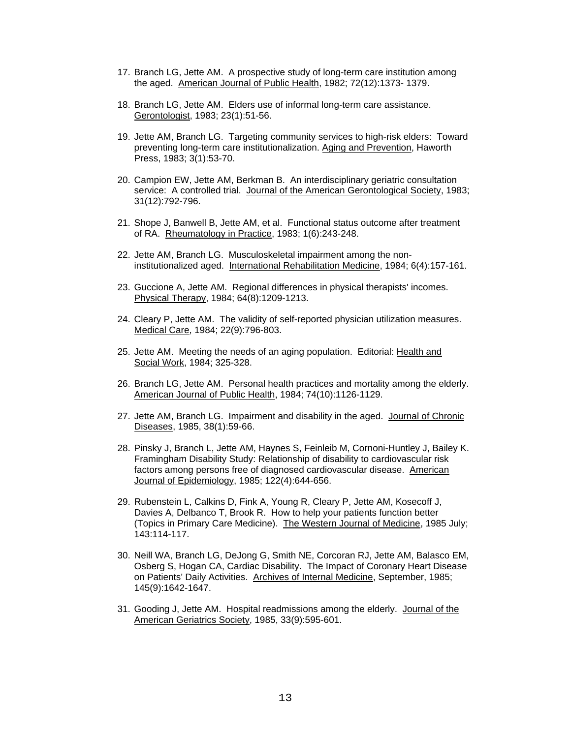17. Branch LG, Jette AM. A prospective study of long-term care institution among the aged. American Journal of Public Health, 1982; 72(12):1373- 1379.

18. Branch LG, Jette AM. Elders use of informal long-term care assistance. Gerontologist, 1983; 23(1):51-56.

19. Jette AM, Branch LG. Targeting community services to high-risk elders: Toward preventing long-term care institutionalization. Aging and Prevention, Haworth Press, 1983; 3(1):53-70.

20. Campion EW, Jette AM, Berkman B. An interdisciplinary geriatric consultation service: A controlled trial. Journal of the American Gerontological Society, 1983; 31(12):792-796.

21. Shope J, Banwell B, Jette AM, et al. Functional status outcome after treatment of RA. Rheumatology in Practice, 1983; 1(6):243-248.

22. Jette AM, Branch LG. Musculoskeletal impairment among the non-institutionalized aged. International Rehabilitation Medicine, 1984; 6(4):157-161.

23. Guccione A, Jette AM. Regional differences in physical therapists' incomes. Physical Therapy, 1984; 64(8):1209-1213.

24. Cleary P, Jette AM. The validity of self-reported physician utilization measures. Medical Care, 1984; 22(9):796-803.

25. Jette AM. Meeting the needs of an aging population. Editorial: Health and Social Work, 1984; 325-328.

26. Branch LG, Jette AM. Personal health practices and mortality among the elderly. American Journal of Public Health, 1984; 74(10):1126-1129.

27. Jette AM, Branch LG. Impairment and disability in the aged. Journal of Chronic Diseases, 1985, 38(1):59-66.

28. Pinsky J, Branch L, Jette AM, Haynes S, Feinleib M, Cornoni-Huntley J, Bailey K. Framingham Disability Study: Relationship of disability to cardiovascular risk factors among persons free of diagnosed cardiovascular disease. American Journal of Epidemiology, 1985; 122(4):644-656.

29. Rubenstein L, Calkins D, Fink A, Young R, Cleary P, Jette AM, Kosecoff J, Davies A, Delbanco T, Brook R. How to help your patients function better (Topics in Primary Care Medicine). The Western Journal of Medicine, 1985 July; 143:114-117.

30. Neill WA, Branch LG, DeJong G, Smith NE, Corcoran RJ, Jette AM, Balasco EM, Osberg S, Hogan CA, Cardiac Disability. The Impact of Coronary Heart Disease on Patients' Daily Activities. Archives of Internal Medicine, September, 1985; 145(9):1642-1647.

31. Gooding J, Jette AM. Hospital readmissions among the elderly. Journal of the American Geriatrics Society, 1985, 33(9):595-601.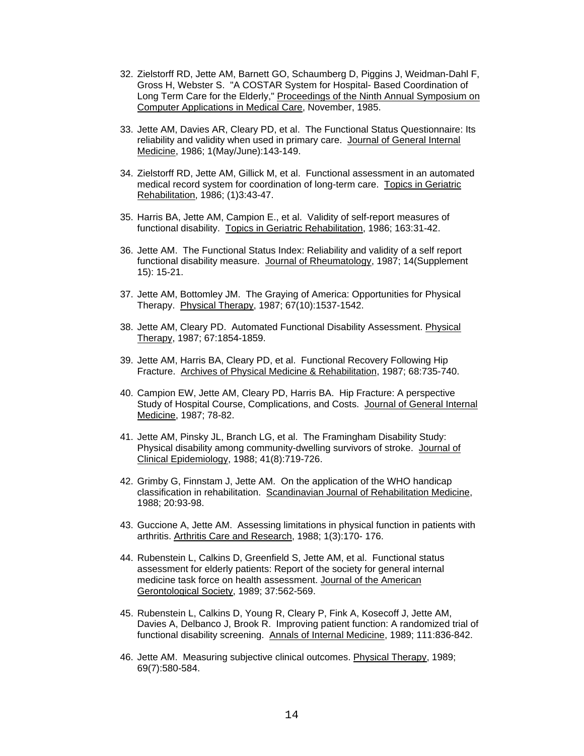32. Zielstorff RD, Jette AM, Barnett GO, Schaumberg D, Piggins J, Weidman-Dahl F, Gross H, Webster S. "A COSTAR System for Hospital- Based Coordination of Long Term Care for the Elderly," Proceedings of the Ninth Annual Symposium on Computer Applications in Medical Care, November, 1985.

33. Jette AM, Davies AR, Cleary PD, et al. The Functional Status Questionnaire: Its reliability and validity when used in primary care. Journal of General Internal Medicine, 1986; 1(May/June):143-149.

34. Zielstorff RD, Jette AM, Gillick M, et al. Functional assessment in an automated medical record system for coordination of long-term care. Topics in Geriatric Rehabilitation, 1986; (1)3:43-47.

35. Harris BA, Jette AM, Campion E., et al. Validity of self-report measures of functional disability. Topics in Geriatric Rehabilitation, 1986; 163:31-42.

36. Jette AM. The Functional Status Index: Reliability and validity of a self report functional disability measure. Journal of Rheumatology, 1987; 14(Supplement 15): 15-21.

37. Jette AM, Bottomley JM. The Graying of America: Opportunities for Physical Therapy. Physical Therapy, 1987; 67(10):1537-1542.

38. Jette AM, Cleary PD. Automated Functional Disability Assessment. Physical Therapy, 1987; 67:1854-1859.

39. Jette AM, Harris BA, Cleary PD, et al. Functional Recovery Following Hip Fracture. Archives of Physical Medicine & Rehabilitation, 1987; 68:735-740.

40. Campion EW, Jette AM, Cleary PD, Harris BA. Hip Fracture: A perspective Study of Hospital Course, Complications, and Costs. Journal of General Internal Medicine, 1987; 78-82.

41. Jette AM, Pinsky JL, Branch LG, et al. The Framingham Disability Study: Physical disability among community-dwelling survivors of stroke. Journal of Clinical Epidemiology, 1988; 41(8):719-726.

42. Grimby G, Finnstam J, Jette AM. On the application of the WHO handicap classification in rehabilitation. Scandinavian Journal of Rehabilitation Medicine, 1988; 20:93-98.

43. Guccione A, Jette AM. Assessing limitations in physical function in patients with arthritis. Arthritis Care and Research, 1988; 1(3):170- 176.

44. Rubenstein L, Calkins D, Greenfield S, Jette AM, et al. Functional status assessment for elderly patients: Report of the society for general internal medicine task force on health assessment. Journal of the American Gerontological Society, 1989; 37:562-569.

45. Rubenstein L, Calkins D, Young R, Cleary P, Fink A, Kosecoff J, Jette AM, Davies A, Delbanco J, Brook R. Improving patient function: A randomized trial of functional disability screening. Annals of Internal Medicine, 1989; 111:836-842.

46. Jette AM. Measuring subjective clinical outcomes. Physical Therapy, 1989; 69(7):580-584.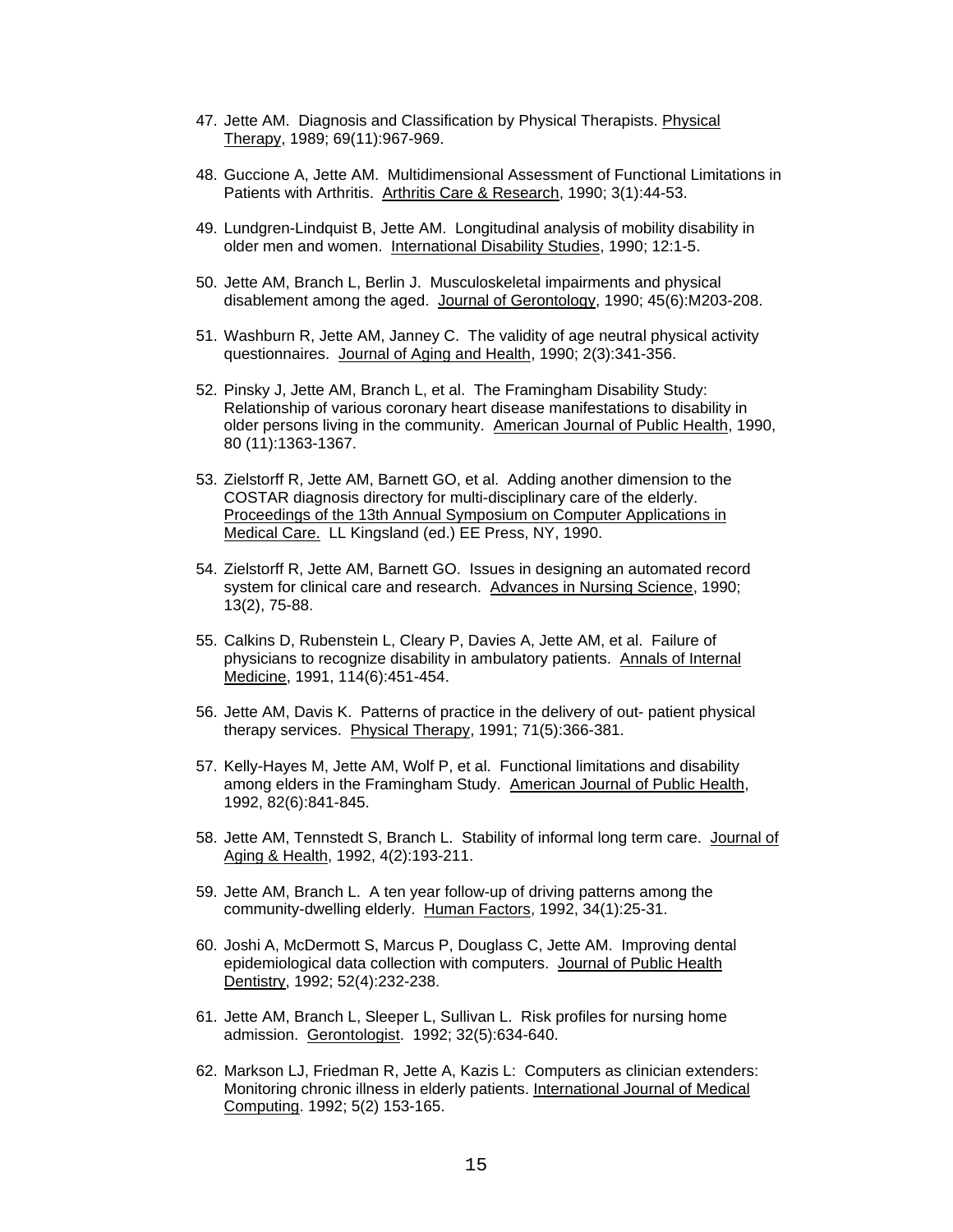47. Jette AM. Diagnosis and Classification by Physical Therapists. Physical Therapy, 1989; 69(11):967-969.

48. Guccione A, Jette AM. Multidimensional Assessment of Functional Limitations in Patients with Arthritis. Arthritis Care & Research, 1990; 3(1):44-53.

49. Lundgren-Lindquist B, Jette AM. Longitudinal analysis of mobility disability in older men and women. International Disability Studies, 1990; 12:1-5.

50. Jette AM, Branch L, Berlin J. Musculoskeletal impairments and physical disablement among the aged. Journal of Gerontology, 1990; 45(6):M203-208.

51. Washburn R, Jette AM, Janney C. The validity of age neutral physical activity questionnaires. Journal of Aging and Health, 1990; 2(3):341-356.

52. Pinsky J, Jette AM, Branch L, et al. The Framingham Disability Study: Relationship of various coronary heart disease manifestations to disability in older persons living in the community. American Journal of Public Health, 1990, 80 (11):1363-1367.

53. Zielstorff R, Jette AM, Barnett GO, et al. Adding another dimension to the COSTAR diagnosis directory for multi-disciplinary care of the elderly. Proceedings of the 13th Annual Symposium on Computer Applications in Medical Care. LL Kingsland (ed.) EE Press, NY, 1990.

54. Zielstorff R, Jette AM, Barnett GO. Issues in designing an automated record system for clinical care and research. Advances in Nursing Science, 1990; 13(2), 75-88.

55. Calkins D, Rubenstein L, Cleary P, Davies A, Jette AM, et al. Failure of physicians to recognize disability in ambulatory patients. Annals of Internal Medicine, 1991, 114(6):451-454.

56. Jette AM, Davis K. Patterns of practice in the delivery of out- patient physical therapy services. Physical Therapy, 1991; 71(5):366-381.

57. Kelly-Hayes M, Jette AM, Wolf P, et al. Functional limitations and disability among elders in the Framingham Study. American Journal of Public Health, 1992, 82(6):841-845.

58. Jette AM, Tennstedt S, Branch L. Stability of informal long term care. Journal of Aging & Health, 1992, 4(2):193-211.

59. Jette AM, Branch L. A ten year follow-up of driving patterns among the community-dwelling elderly. Human Factors, 1992, 34(1):25-31.

60. Joshi A, McDermott S, Marcus P, Douglass C, Jette AM. Improving dental epidemiological data collection with computers. Journal of Public Health Dentistry, 1992; 52(4):232-238.

61. Jette AM, Branch L, Sleeper L, Sullivan L. Risk profiles for nursing home admission. Gerontologist. 1992; 32(5):634-640.

62. Markson LJ, Friedman R, Jette A, Kazis L: Computers as clinician extenders: Monitoring chronic illness in elderly patients. International Journal of Medical Computing. 1992; 5(2) 153-165.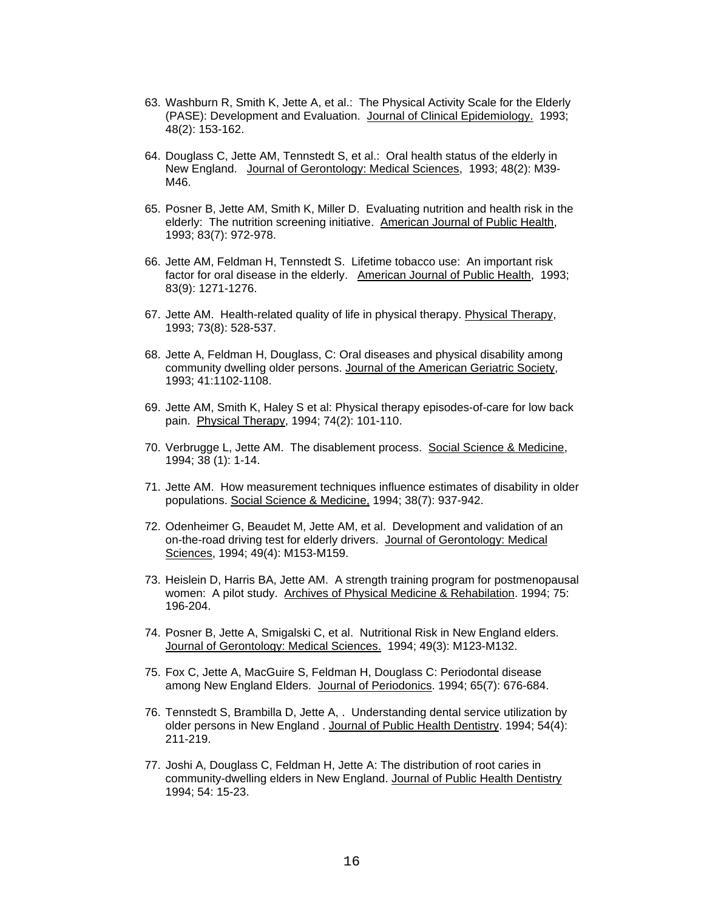63. Washburn R, Smith K, Jette A, et al.: The Physical Activity Scale for the Elderly (PASE): Development and Evaluation. Journal of Clinical Epidemiology. 1993; 48(2): 153-162.

64. Douglass C, Jette AM, Tennstedt S, et al.: Oral health status of the elderly in New England. Journal of Gerontology: Medical Sciences, 1993; 48(2): M39-M46.

65. Posner B, Jette AM, Smith K, Miller D. Evaluating nutrition and health risk in the elderly: The nutrition screening initiative. American Journal of Public Health, 1993; 83(7): 972-978.

66. Jette AM, Feldman H, Tennstedt S. Lifetime tobacco use: An important risk factor for oral disease in the elderly. American Journal of Public Health, 1993; 83(9): 1271-1276.

67. Jette AM. Health-related quality of life in physical therapy. Physical Therapy, 1993; 73(8): 528-537.

68. Jette A, Feldman H, Douglass, C: Oral diseases and physical disability among community dwelling older persons. Journal of the American Geriatric Society, 1993; 41:1102-1108.

69. Jette AM, Smith K, Haley S et al: Physical therapy episodes-of-care for low back pain. Physical Therapy, 1994; 74(2): 101-110.

70. Verbrugge L, Jette AM. The disablement process. Social Science & Medicine, 1994; 38 (1): 1-14.

71. Jette AM. How measurement techniques influence estimates of disability in older populations. Social Science & Medicine, 1994; 38(7): 937-942.

72. Odenheimer G, Beaudet M, Jette AM, et al. Development and validation of an on-the-road driving test for elderly drivers. Journal of Gerontology: Medical Sciences, 1994; 49(4): M153-M159.

73. Heislein D, Harris BA, Jette AM. A strength training program for postmenopausal women: A pilot study. Archives of Physical Medicine & Rehabilation. 1994; 75: 196-204.

74. Posner B, Jette A, Smigalski C, et al. Nutritional Risk in New England elders. Journal of Gerontology: Medical Sciences. 1994; 49(3): M123-M132.

75. Fox C, Jette A, MacGuire S, Feldman H, Douglass C: Periodontal disease among New England Elders. Journal of Periodonics. 1994; 65(7): 676-684.

76. Tennstedt S, Brambilla D, Jette A, . Understanding dental service utilization by older persons in New England . Journal of Public Health Dentistry. 1994; 54(4): 211-219.

77. Joshi A, Douglass C, Feldman H, Jette A: The distribution of root caries in community-dwelling elders in New England. Journal of Public Health Dentistry 1994; 54: 15-23.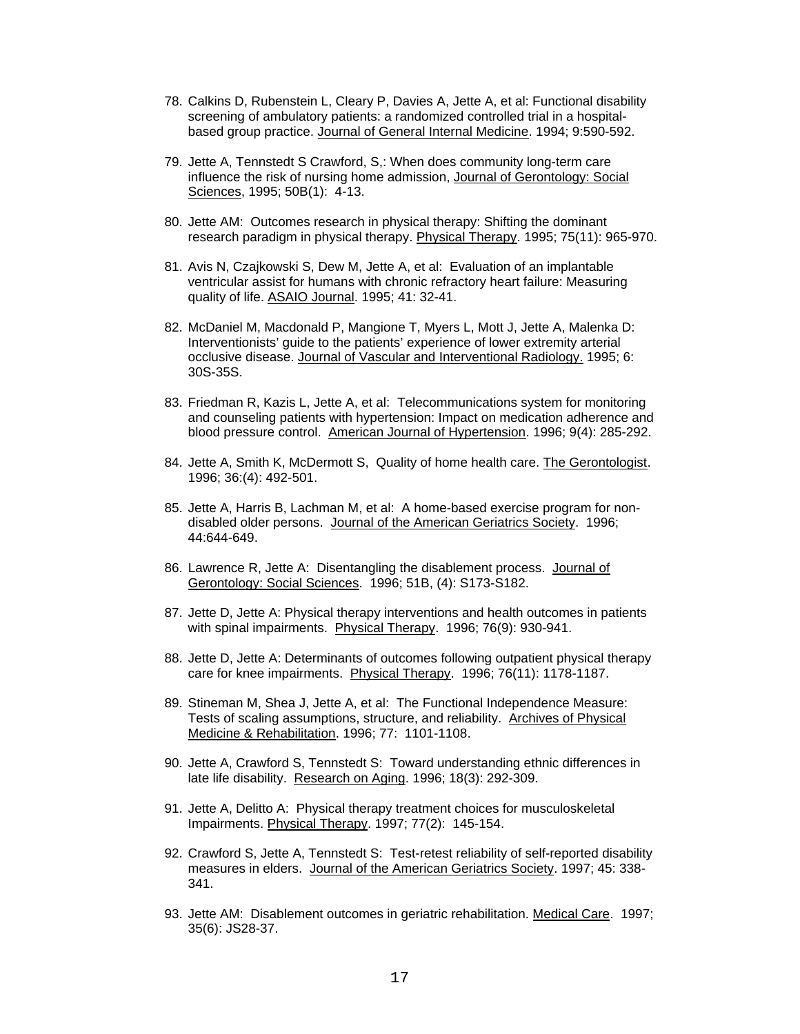78. Calkins D, Rubenstein L, Cleary P, Davies A, Jette A, et al: Functional disability screening of ambulatory patients: a randomized controlled trial in a hospital-based group practice. Journal of General Internal Medicine. 1994; 9:590-592.

79. Jette A, Tennstedt S Crawford, S,: When does community long-term care influence the risk of nursing home admission, Journal of Gerontology: Social Sciences, 1995; 50B(1): 4-13.

80. Jette AM: Outcomes research in physical therapy: Shifting the dominant research paradigm in physical therapy. Physical Therapy. 1995; 75(11): 965-970.

81. Avis N, Czajkowski S, Dew M, Jette A, et al: Evaluation of an implantable ventricular assist for humans with chronic refractory heart failure: Measuring quality of life. ASAIO Journal. 1995; 41: 32-41.

82. McDaniel M, Macdonald P, Mangione T, Myers L, Mott J, Jette A, Malenka D: Interventionists' guide to the patients' experience of lower extremity arterial occlusive disease. Journal of Vascular and Interventional Radiology. 1995; 6: 30S-35S.

83. Friedman R, Kazis L, Jette A, et al: Telecommunications system for monitoring and counseling patients with hypertension: Impact on medication adherence and blood pressure control. American Journal of Hypertension. 1996; 9(4): 285-292.

84. Jette A, Smith K, McDermott S, Quality of home health care. The Gerontologist. 1996; 36:(4): 492-501.

85. Jette A, Harris B, Lachman M, et al: A home-based exercise program for non-disabled older persons. Journal of the American Geriatrics Society. 1996; 44:644-649.

86. Lawrence R, Jette A: Disentangling the disablement process. Journal of Gerontology: Social Sciences. 1996; 51B, (4): S173-S182.

87. Jette D, Jette A: Physical therapy interventions and health outcomes in patients with spinal impairments. Physical Therapy. 1996; 76(9): 930-941.

88. Jette D, Jette A: Determinants of outcomes following outpatient physical therapy care for knee impairments. Physical Therapy. 1996; 76(11): 1178-1187.

89. Stineman M, Shea J, Jette A, et al: The Functional Independence Measure: Tests of scaling assumptions, structure, and reliability. Archives of Physical Medicine & Rehabilitation. 1996; 77: 1101-1108.

90. Jette A, Crawford S, Tennstedt S: Toward understanding ethnic differences in late life disability. Research on Aging. 1996; 18(3): 292-309.

91. Jette A, Delitto A: Physical therapy treatment choices for musculoskeletal Impairments. Physical Therapy. 1997; 77(2): 145-154.

92. Crawford S, Jette A, Tennstedt S: Test-retest reliability of self-reported disability measures in elders. Journal of the American Geriatrics Society. 1997; 45: 338-341.

93. Jette AM: Disablement outcomes in geriatric rehabilitation. Medical Care. 1997; 35(6): JS28-37.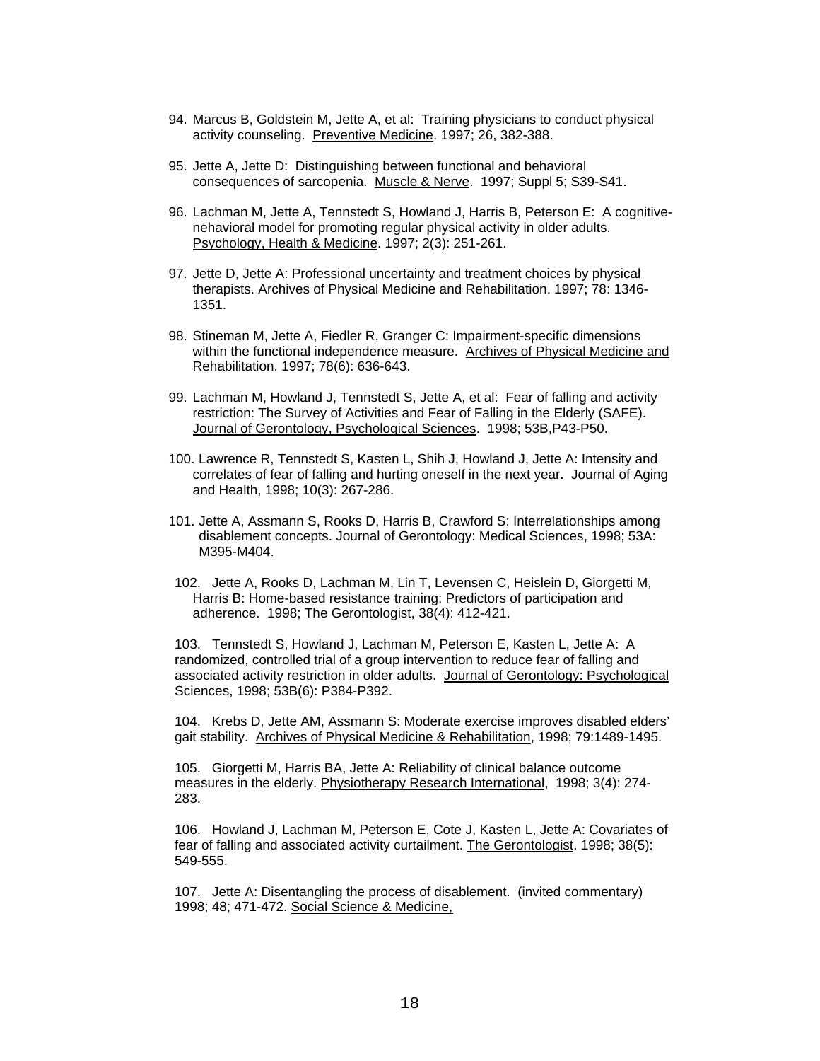94. Marcus B, Goldstein M, Jette A, et al: Training physicians to conduct physical activity counseling. Preventive Medicine. 1997; 26, 382-388.

95. Jette A, Jette D: Distinguishing between functional and behavioral consequences of sarcopenia. Muscle & Nerve. 1997; Suppl 5; S39-S41.

96. Lachman M, Jette A, Tennstedt S, Howland J, Harris B, Peterson E: A cognitive-nehavioral model for promoting regular physical activity in older adults. Psychology, Health & Medicine. 1997; 2(3): 251-261.

97. Jette D, Jette A: Professional uncertainty and treatment choices by physical therapists. Archives of Physical Medicine and Rehabilitation. 1997; 78: 1346-1351.

98. Stineman M, Jette A, Fiedler R, Granger C: Impairment-specific dimensions within the functional independence measure. Archives of Physical Medicine and Rehabilitation. 1997; 78(6): 636-643.

99. Lachman M, Howland J, Tennstedt S, Jette A, et al: Fear of falling and activity restriction: The Survey of Activities and Fear of Falling in the Elderly (SAFE). Journal of Gerontology, Psychological Sciences. 1998; 53B,P43-P50.

100. Lawrence R, Tennstedt S, Kasten L, Shih J, Howland J, Jette A: Intensity and correlates of fear of falling and hurting oneself in the next year. Journal of Aging and Health, 1998; 10(3): 267-286.

101. Jette A, Assmann S, Rooks D, Harris B, Crawford S: Interrelationships among disablement concepts. Journal of Gerontology: Medical Sciences, 1998; 53A: M395-M404.

102. Jette A, Rooks D, Lachman M, Lin T, Levensen C, Heislein D, Giorgetti M, Harris B: Home-based resistance training: Predictors of participation and adherence. 1998; The Gerontologist, 38(4): 412-421.

103. Tennstedt S, Howland J, Lachman M, Peterson E, Kasten L, Jette A: A randomized, controlled trial of a group intervention to reduce fear of falling and associated activity restriction in older adults. Journal of Gerontology: Psychological Sciences, 1998; 53B(6): P384-P392.

104. Krebs D, Jette AM, Assmann S: Moderate exercise improves disabled elders' gait stability. Archives of Physical Medicine & Rehabilitation, 1998; 79:1489-1495.

105. Giorgetti M, Harris BA, Jette A: Reliability of clinical balance outcome measures in the elderly. Physiotherapy Research International, 1998; 3(4): 274-283.

106. Howland J, Lachman M, Peterson E, Cote J, Kasten L, Jette A: Covariates of fear of falling and associated activity curtailment. The Gerontologist. 1998; 38(5): 549-555.

107. Jette A: Disentangling the process of disablement. (invited commentary) 1998; 48; 471-472. Social Science & Medicine,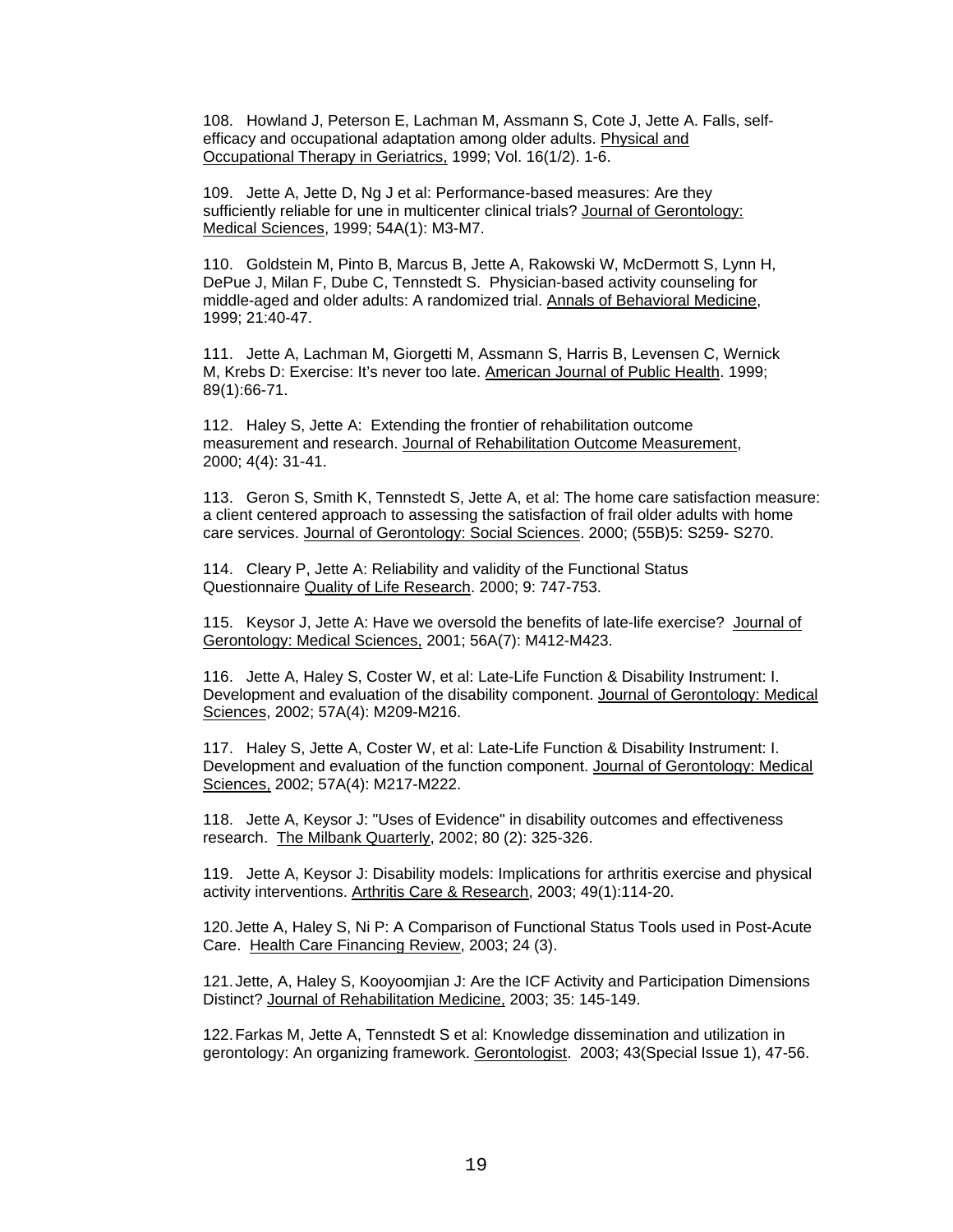108. Howland J, Peterson E, Lachman M, Assmann S, Cote J, Jette A. Falls, self-efficacy and occupational adaptation among older adults. Physical and Occupational Therapy in Geriatrics, 1999; Vol. 16(1/2). 1-6.

109. Jette A, Jette D, Ng J et al: Performance-based measures: Are they sufficiently reliable for une in multicenter clinical trials? Journal of Gerontology: Medical Sciences, 1999; 54A(1): M3-M7.

110. Goldstein M, Pinto B, Marcus B, Jette A, Rakowski W, McDermott S, Lynn H, DePue J, Milan F, Dube C, Tennstedt S. Physician-based activity counseling for middle-aged and older adults: A randomized trial. Annals of Behavioral Medicine, 1999; 21:40-47.

111. Jette A, Lachman M, Giorgetti M, Assmann S, Harris B, Levensen C, Wernick M, Krebs D: Exercise: It's never too late. American Journal of Public Health. 1999; 89(1):66-71.

112. Haley S, Jette A: Extending the frontier of rehabilitation outcome measurement and research. Journal of Rehabilitation Outcome Measurement, 2000; 4(4): 31-41.

113. Geron S, Smith K, Tennstedt S, Jette A, et al: The home care satisfaction measure: a client centered approach to assessing the satisfaction of frail older adults with home care services. Journal of Gerontology: Social Sciences. 2000; (55B)5: S259- S270.

114. Cleary P, Jette A: Reliability and validity of the Functional Status Questionnaire Quality of Life Research. 2000; 9: 747-753.

115. Keysor J, Jette A: Have we oversold the benefits of late-life exercise? Journal of Gerontology: Medical Sciences, 2001; 56A(7): M412-M423.

116. Jette A, Haley S, Coster W, et al: Late-Life Function & Disability Instrument: I. Development and evaluation of the disability component. Journal of Gerontology: Medical Sciences, 2002; 57A(4): M209-M216.

117. Haley S, Jette A, Coster W, et al: Late-Life Function & Disability Instrument: I. Development and evaluation of the function component. Journal of Gerontology: Medical Sciences, 2002; 57A(4): M217-M222.

118. Jette A, Keysor J: "Uses of Evidence" in disability outcomes and effectiveness research. The Milbank Quarterly, 2002; 80 (2): 325-326.

119. Jette A, Keysor J: Disability models: Implications for arthritis exercise and physical activity interventions. Arthritis Care & Research, 2003; 49(1):114-20.

120. Jette A, Haley S, Ni P: A Comparison of Functional Status Tools used in Post-Acute Care. Health Care Financing Review, 2003; 24 (3).

121. Jette, A, Haley S, Kooyoomjian J: Are the ICF Activity and Participation Dimensions Distinct? Journal of Rehabilitation Medicine, 2003; 35: 145-149.

122. Farkas M, Jette A, Tennstedt S et al: Knowledge dissemination and utilization in gerontology: An organizing framework. Gerontologist. 2003; 43(Special Issue 1), 47-56.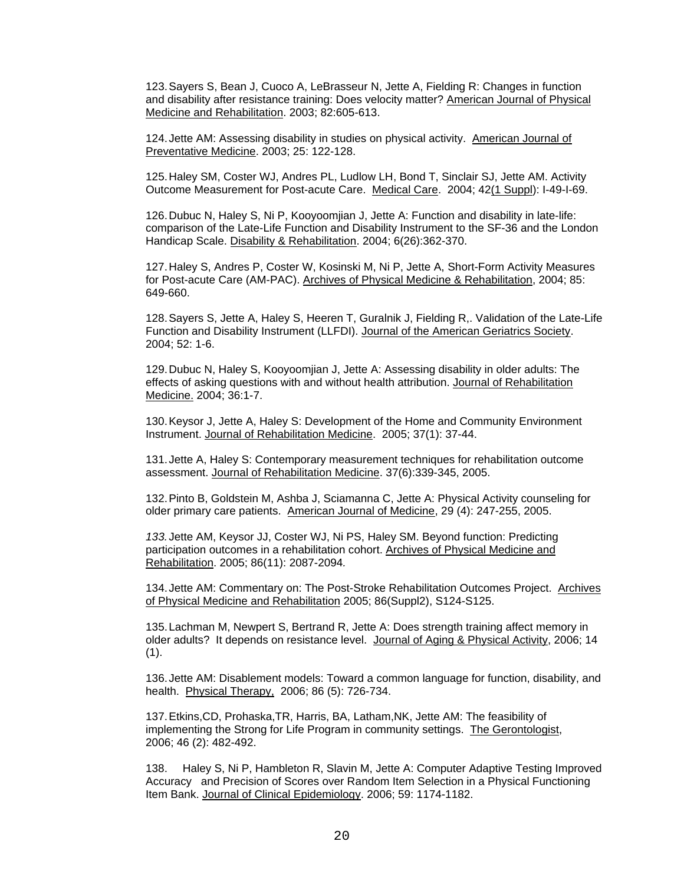123. Sayers S, Bean J, Cuoco A, LeBrasseur N, Jette A, Fielding R: Changes in function and disability after resistance training: Does velocity matter? American Journal of Physical Medicine and Rehabilitation. 2003; 82:605-613.

124. Jette AM: Assessing disability in studies on physical activity. American Journal of Preventative Medicine. 2003; 25: 122-128.

125. Haley SM, Coster WJ, Andres PL, Ludlow LH, Bond T, Sinclair SJ, Jette AM. Activity Outcome Measurement for Post-acute Care. Medical Care. 2004; 42(1 Suppl): I-49-I-69.

126. Dubuc N, Haley S, Ni P, Kooyoomjian J, Jette A: Function and disability in late-life: comparison of the Late-Life Function and Disability Instrument to the SF-36 and the London Handicap Scale. Disability & Rehabilitation. 2004; 6(26):362-370.

127. Haley S, Andres P, Coster W, Kosinski M, Ni P, Jette A, Short-Form Activity Measures for Post-acute Care (AM-PAC). Archives of Physical Medicine & Rehabilitation, 2004; 85: 649-660.

128. Sayers S, Jette A, Haley S, Heeren T, Guralnik J, Fielding R,. Validation of the Late-Life Function and Disability Instrument (LLFDI). Journal of the American Geriatrics Society. 2004; 52: 1-6.

129. Dubuc N, Haley S, Kooyoomjian J, Jette A: Assessing disability in older adults: The effects of asking questions with and without health attribution. Journal of Rehabilitation Medicine. 2004; 36:1-7.

130. Keysor J, Jette A, Haley S: Development of the Home and Community Environment Instrument. Journal of Rehabilitation Medicine. 2005; 37(1): 37-44.

131. Jette A, Haley S: Contemporary measurement techniques for rehabilitation outcome assessment. Journal of Rehabilitation Medicine. 37(6):339-345, 2005.

132. Pinto B, Goldstein M, Ashba J, Sciamanna C, Jette A: Physical Activity counseling for older primary care patients. American Journal of Medicine, 29 (4): 247-255, 2005.

*133.* Jette AM, Keysor JJ, Coster WJ, Ni PS, Haley SM. Beyond function: Predicting participation outcomes in a rehabilitation cohort. Archives of Physical Medicine and Rehabilitation. 2005; 86(11): 2087-2094*.*

134. Jette AM: Commentary on: The Post-Stroke Rehabilitation Outcomes Project. Archives of Physical Medicine and Rehabilitation 2005; 86(Suppl2), S124-S125.

135. Lachman M, Newpert S, Bertrand R, Jette A: Does strength training affect memory in older adults? It depends on resistance level. Journal of Aging & Physical Activity, 2006; 14 (1).

136. Jette AM: Disablement models: Toward a common language for function, disability, and health. Physical Therapy, 2006; 86 (5): 726-734.

137. Etkins,CD, Prohaska,TR, Harris, BA, Latham,NK, Jette AM: The feasibility of implementing the Strong for Life Program in community settings. The Gerontologist, 2006; 46 (2): 482-492.

138. Haley S, Ni P, Hambleton R, Slavin M, Jette A: Computer Adaptive Testing Improved Accuracy and Precision of Scores over Random Item Selection in a Physical Functioning Item Bank. Journal of Clinical Epidemiology. 2006; 59: 1174-1182.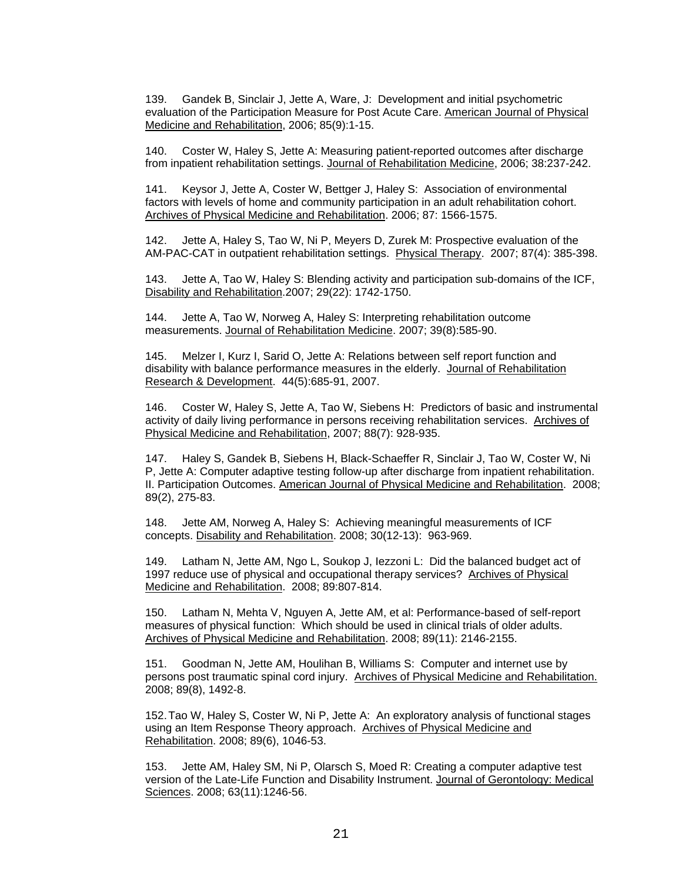139. Gandek B, Sinclair J, Jette A, Ware, J: Development and initial psychometric evaluation of the Participation Measure for Post Acute Care. American Journal of Physical Medicine and Rehabilitation, 2006; 85(9):1-15.

140. Coster W, Haley S, Jette A: Measuring patient-reported outcomes after discharge from inpatient rehabilitation settings. Journal of Rehabilitation Medicine, 2006; 38:237-242.

141. Keysor J, Jette A, Coster W, Bettger J, Haley S: Association of environmental factors with levels of home and community participation in an adult rehabilitation cohort. Archives of Physical Medicine and Rehabilitation. 2006; 87: 1566-1575.

142. Jette A, Haley S, Tao W, Ni P, Meyers D, Zurek M: Prospective evaluation of the AM-PAC-CAT in outpatient rehabilitation settings. Physical Therapy. 2007; 87(4): 385-398.

143. Jette A, Tao W, Haley S: Blending activity and participation sub-domains of the ICF, Disability and Rehabilitation.2007; 29(22): 1742-1750.

144. Jette A, Tao W, Norweg A, Haley S: Interpreting rehabilitation outcome measurements. Journal of Rehabilitation Medicine. 2007; 39(8):585-90.

145. Melzer I, Kurz I, Sarid O, Jette A: Relations between self report function and disability with balance performance measures in the elderly. Journal of Rehabilitation Research & Development. 44(5):685-91, 2007.

146. Coster W, Haley S, Jette A, Tao W, Siebens H: Predictors of basic and instrumental activity of daily living performance in persons receiving rehabilitation services. Archives of Physical Medicine and Rehabilitation, 2007; 88(7): 928-935.

147. Haley S, Gandek B, Siebens H, Black-Schaeffer R, Sinclair J, Tao W, Coster W, Ni P, Jette A: Computer adaptive testing follow-up after discharge from inpatient rehabilitation. II. Participation Outcomes. American Journal of Physical Medicine and Rehabilitation. 2008; 89(2), 275-83.

148. Jette AM, Norweg A, Haley S: Achieving meaningful measurements of ICF concepts. Disability and Rehabilitation. 2008; 30(12-13): 963-969.

149. Latham N, Jette AM, Ngo L, Soukop J, Iezzoni L: Did the balanced budget act of 1997 reduce use of physical and occupational therapy services? Archives of Physical Medicine and Rehabilitation. 2008; 89:807-814.

150. Latham N, Mehta V, Nguyen A, Jette AM, et al: Performance-based of self-report measures of physical function: Which should be used in clinical trials of older adults. Archives of Physical Medicine and Rehabilitation. 2008; 89(11): 2146-2155.

151. Goodman N, Jette AM, Houlihan B, Williams S: Computer and internet use by persons post traumatic spinal cord injury. Archives of Physical Medicine and Rehabilitation. 2008; 89(8), 1492-8.

152. Tao W, Haley S, Coster W, Ni P, Jette A: An exploratory analysis of functional stages using an Item Response Theory approach. Archives of Physical Medicine and Rehabilitation. 2008; 89(6), 1046-53.

153. Jette AM, Haley SM, Ni P, Olarsch S, Moed R: Creating a computer adaptive test version of the Late-Life Function and Disability Instrument. Journal of Gerontology: Medical Sciences. 2008; 63(11):1246-56.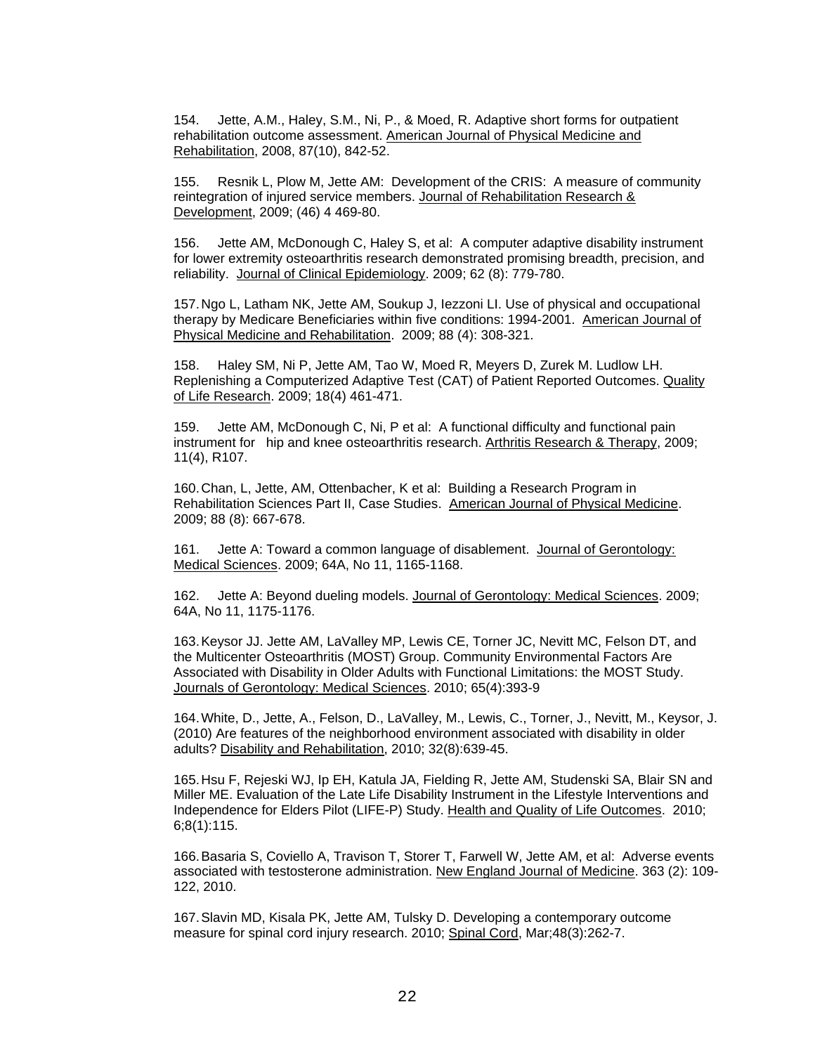154. Jette, A.M., Haley, S.M., Ni, P., & Moed, R. Adaptive short forms for outpatient rehabilitation outcome assessment. American Journal of Physical Medicine and Rehabilitation, 2008, 87(10), 842-52.

155. Resnik L, Plow M, Jette AM: Development of the CRIS: A measure of community reintegration of injured service members. Journal of Rehabilitation Research & Development, 2009; (46) 4 469-80.

156. Jette AM, McDonough C, Haley S, et al: A computer adaptive disability instrument for lower extremity osteoarthritis research demonstrated promising breadth, precision, and reliability. Journal of Clinical Epidemiology. 2009; 62 (8): 779-780.

157. Ngo L, Latham NK, Jette AM, Soukup J, Iezzoni LI. Use of physical and occupational therapy by Medicare Beneficiaries within five conditions: 1994-2001. American Journal of Physical Medicine and Rehabilitation. 2009; 88 (4): 308-321.

158. Haley SM, Ni P, Jette AM, Tao W, Moed R, Meyers D, Zurek M. Ludlow LH. Replenishing a Computerized Adaptive Test (CAT) of Patient Reported Outcomes. Quality of Life Research. 2009; 18(4) 461-471.

159. Jette AM, McDonough C, Ni, P et al: A functional difficulty and functional pain instrument for hip and knee osteoarthritis research. Arthritis Research & Therapy, 2009; 11(4), R107.

160. Chan, L, Jette, AM, Ottenbacher, K et al: Building a Research Program in Rehabilitation Sciences Part II, Case Studies. American Journal of Physical Medicine. 2009; 88 (8): 667-678.

161. Jette A: Toward a common language of disablement. Journal of Gerontology: Medical Sciences. 2009; 64A, No 11, 1165-1168.

162. Jette A: Beyond dueling models. Journal of Gerontology: Medical Sciences. 2009; 64A, No 11, 1175-1176.

163. Keysor JJ. Jette AM, LaValley MP, Lewis CE, Torner JC, Nevitt MC, Felson DT, and the Multicenter Osteoarthritis (MOST) Group. Community Environmental Factors Are Associated with Disability in Older Adults with Functional Limitations: the MOST Study. Journals of Gerontology: Medical Sciences. 2010; 65(4):393-9

164. White, D., Jette, A., Felson, D., LaValley, M., Lewis, C., Torner, J., Nevitt, M., Keysor, J. (2010) Are features of the neighborhood environment associated with disability in older adults? Disability and Rehabilitation, 2010; 32(8):639-45.

165. Hsu F, Rejeski WJ, Ip EH, Katula JA, Fielding R, Jette AM, Studenski SA, Blair SN and Miller ME. Evaluation of the Late Life Disability Instrument in the Lifestyle Interventions and Independence for Elders Pilot (LIFE-P) Study. Health and Quality of Life Outcomes. 2010; 6;8(1):115.

166. Basaria S, Coviello A, Travison T, Storer T, Farwell W, Jette AM, et al: Adverse events associated with testosterone administration. New England Journal of Medicine. 363 (2): 109-122, 2010.

167. Slavin MD, Kisala PK, Jette AM, Tulsky D. Developing a contemporary outcome measure for spinal cord injury research. 2010; Spinal Cord, Mar;48(3):262-7.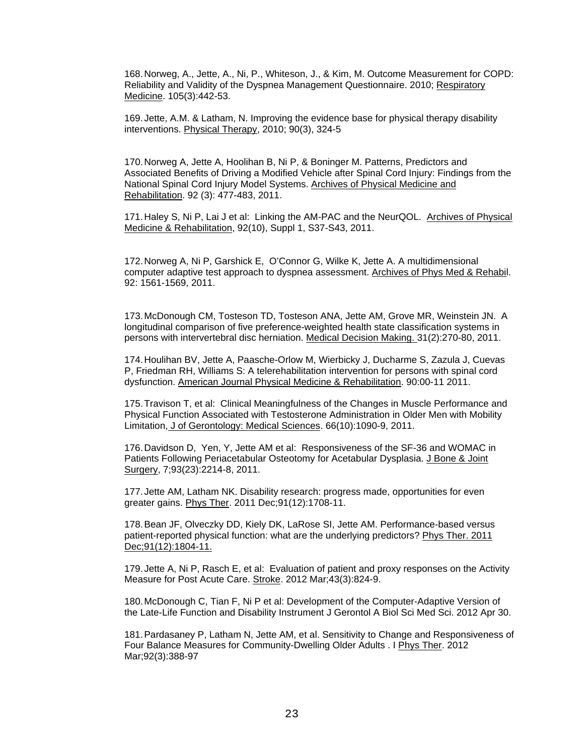168. Norweg, A., Jette, A., Ni, P., Whiteson, J., & Kim, M. Outcome Measurement for COPD: Reliability and Validity of the Dyspnea Management Questionnaire. 2010; Respiratory Medicine. 105(3):442-53.

169. Jette, A.M. & Latham, N. Improving the evidence base for physical therapy disability interventions. Physical Therapy, 2010; 90(3), 324-5

170. Norweg A, Jette A, Hoolihan B, Ni P, & Boninger M. Patterns, Predictors and Associated Benefits of Driving a Modified Vehicle after Spinal Cord Injury: Findings from the National Spinal Cord Injury Model Systems. Archives of Physical Medicine and Rehabilitation. 92 (3): 477-483, 2011.

171. Haley S, Ni P, Lai J et al: Linking the AM-PAC and the NeurQOL. Archives of Physical Medicine & Rehabilitation, 92(10), Suppl 1, S37-S43, 2011.

172. Norweg A, Ni P, Garshick E, O'Connor G, Wilke K, Jette A. A multidimensional computer adaptive test approach to dyspnea assessment. Archives of Phys Med & Rehabil. 92: 1561-1569, 2011.

173. McDonough CM, Tosteson TD, Tosteson ANA, Jette AM, Grove MR, Weinstein JN. A longitudinal comparison of five preference-weighted health state classification systems in persons with intervertebral disc herniation. Medical Decision Making. 31(2):270-80, 2011.

174. Houlihan BV, Jette A, Paasche-Orlow M, Wierbicky J, Ducharme S, Zazula J, Cuevas P, Friedman RH, Williams S: A telerehabilitation intervention for persons with spinal cord dysfunction. American Journal Physical Medicine & Rehabilitation. 90:00-11 2011.

175. Travison T, et al: Clinical Meaningfulness of the Changes in Muscle Performance and Physical Function Associated with Testosterone Administration in Older Men with Mobility Limitation, J of Gerontology: Medical Sciences. 66(10):1090-9, 2011.

176. Davidson D, Yen, Y, Jette AM et al: Responsiveness of the SF-36 and WOMAC in Patients Following Periacetabular Osteotomy for Acetabular Dysplasia. J Bone & Joint Surgery, 7;93(23):2214-8, 2011.

177. Jette AM, Latham NK. Disability research: progress made, opportunities for even greater gains. Phys Ther. 2011 Dec;91(12):1708-11.

178. Bean JF, Olveczky DD, Kiely DK, LaRose SI, Jette AM. Performance-based versus patient-reported physical function: what are the underlying predictors? Phys Ther. 2011 Dec;91(12):1804-11.

179. Jette A, Ni P, Rasch E, et al: Evaluation of patient and proxy responses on the Activity Measure for Post Acute Care. Stroke. 2012 Mar;43(3):824-9.

180. McDonough C, Tian F, Ni P et al: Development of the Computer-Adaptive Version of the Late-Life Function and Disability Instrument J Gerontol A Biol Sci Med Sci. 2012 Apr 30.

181. Pardasaney P, Latham N, Jette AM, et al. Sensitivity to Change and Responsiveness of Four Balance Measures for Community-Dwelling Older Adults . I Phys Ther. 2012 Mar;92(3):388-97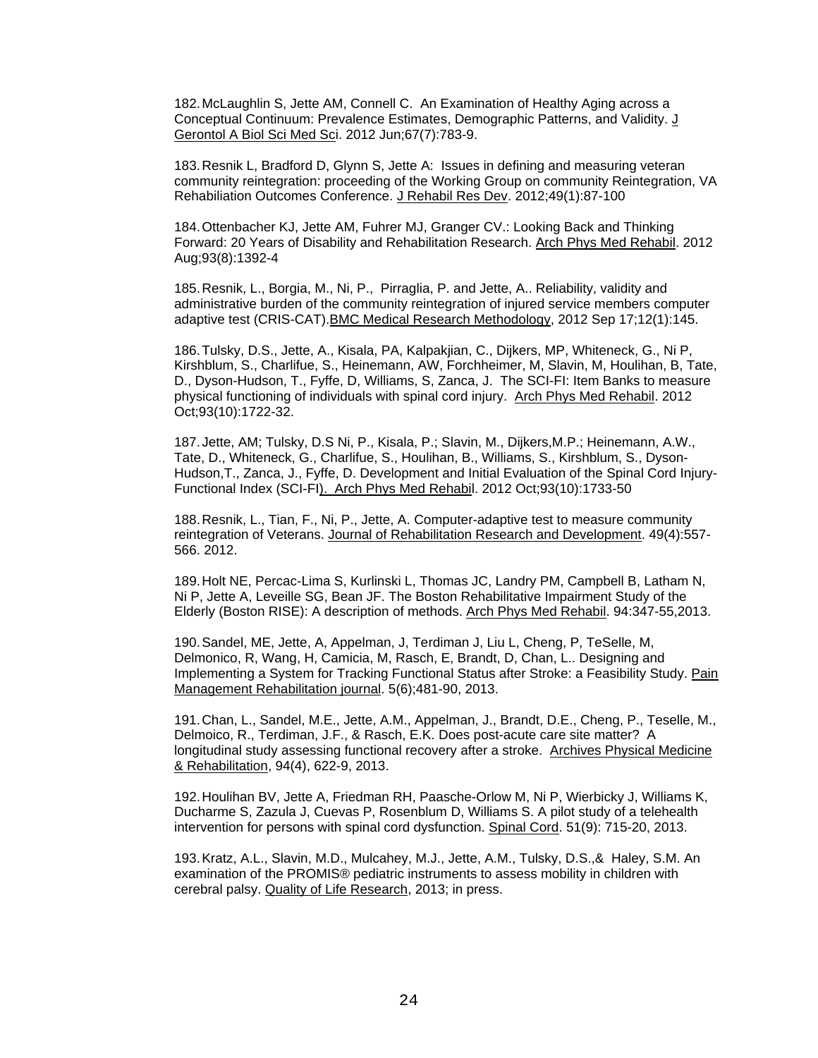182. McLaughlin S, Jette AM, Connell C. An Examination of Healthy Aging across a Conceptual Continuum: Prevalence Estimates, Demographic Patterns, and Validity. J Gerontol A Biol Sci Med Sci. 2012 Jun;67(7):783-9.

183. Resnik L, Bradford D, Glynn S, Jette A: Issues in defining and measuring veteran community reintegration: proceeding of the Working Group on community Reintegration, VA Rehabiliation Outcomes Conference. J Rehabil Res Dev. 2012;49(1):87-100

184. Ottenbacher KJ, Jette AM, Fuhrer MJ, Granger CV.: Looking Back and Thinking Forward: 20 Years of Disability and Rehabilitation Research. Arch Phys Med Rehabil. 2012 Aug;93(8):1392-4

185. Resnik, L., Borgia, M., Ni, P., Pirraglia, P. and Jette, A.. Reliability, validity and administrative burden of the community reintegration of injured service members computer adaptive test (CRIS-CAT).BMC Medical Research Methodology, 2012 Sep 17;12(1):145.

186. Tulsky, D.S., Jette, A., Kisala, PA, Kalpakjian, C., Dijkers, MP, Whiteneck, G., Ni P, Kirshblum, S., Charlifue, S., Heinemann, AW, Forchheimer, M, Slavin, M, Houlihan, B, Tate, D., Dyson-Hudson, T., Fyffe, D, Williams, S, Zanca, J. The SCI-FI: Item Banks to measure physical functioning of individuals with spinal cord injury. Arch Phys Med Rehabil. 2012 Oct;93(10):1722-32.

187. Jette, AM; Tulsky, D.S Ni, P., Kisala, P.; Slavin, M., Dijkers,M.P.; Heinemann, A.W., Tate, D., Whiteneck, G., Charlifue, S., Houlihan, B., Williams, S., Kirshblum, S., Dyson-Hudson,T., Zanca, J., Fyffe, D. Development and Initial Evaluation of the Spinal Cord Injury-Functional Index (SCI-FI). Arch Phys Med Rehabil. 2012 Oct;93(10):1733-50

188. Resnik, L., Tian, F., Ni, P., Jette, A. Computer-adaptive test to measure community reintegration of Veterans. Journal of Rehabilitation Research and Development. 49(4):557-566. 2012.

189. Holt NE, Percac-Lima S, Kurlinski L, Thomas JC, Landry PM, Campbell B, Latham N, Ni P, Jette A, Leveille SG, Bean JF. The Boston Rehabilitative Impairment Study of the Elderly (Boston RISE): A description of methods. Arch Phys Med Rehabil. 94:347-55,2013.

190. Sandel, ME, Jette, A, Appelman, J, Terdiman J, Liu L, Cheng, P, TeSelle, M, Delmonico, R, Wang, H, Camicia, M, Rasch, E, Brandt, D, Chan, L.. Designing and Implementing a System for Tracking Functional Status after Stroke: a Feasibility Study. Pain Management Rehabilitation journal. 5(6);481-90, 2013.

191. Chan, L., Sandel, M.E., Jette, A.M., Appelman, J., Brandt, D.E., Cheng, P., Teselle, M., Delmoico, R., Terdiman, J.F., & Rasch, E.K. Does post-acute care site matter? A longitudinal study assessing functional recovery after a stroke. Archives Physical Medicine & Rehabilitation, 94(4), 622-9, 2013.

192. Houlihan BV, Jette A, Friedman RH, Paasche-Orlow M, Ni P, Wierbicky J, Williams K, Ducharme S, Zazula J, Cuevas P, Rosenblum D, Williams S. A pilot study of a telehealth intervention for persons with spinal cord dysfunction. Spinal Cord. 51(9): 715-20, 2013.

193. Kratz, A.L., Slavin, M.D., Mulcahey, M.J., Jette, A.M., Tulsky, D.S.,& Haley, S.M. An examination of the PROMIS® pediatric instruments to assess mobility in children with cerebral palsy. Quality of Life Research, 2013; in press.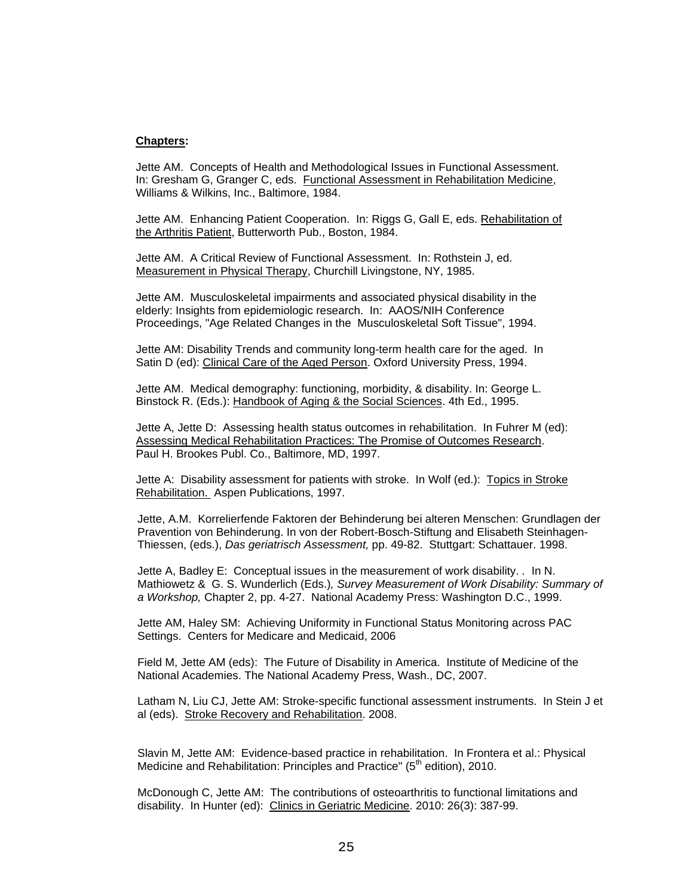**Chapters:**

Jette AM. Concepts of Health and Methodological Issues in Functional Assessment. In: Gresham G, Granger C, eds. Functional Assessment in Rehabilitation Medicine, Williams & Wilkins, Inc., Baltimore, 1984.

Jette AM. Enhancing Patient Cooperation. In: Riggs G, Gall E, eds. Rehabilitation of the Arthritis Patient, Butterworth Pub., Boston, 1984.

Jette AM. A Critical Review of Functional Assessment. In: Rothstein J, ed. Measurement in Physical Therapy, Churchill Livingstone, NY, 1985.

Jette AM. Musculoskeletal impairments and associated physical disability in the elderly: Insights from epidemiologic research. In: AAOS/NIH Conference Proceedings, "Age Related Changes in the Musculoskeletal Soft Tissue", 1994.

Jette AM: Disability Trends and community long-term health care for the aged. In Satin D (ed): Clinical Care of the Aged Person. Oxford University Press, 1994.

Jette AM. Medical demography: functioning, morbidity, & disability. In: George L. Binstock R. (Eds.): Handbook of Aging & the Social Sciences. 4th Ed., 1995.

Jette A, Jette D: Assessing health status outcomes in rehabilitation. In Fuhrer M (ed): Assessing Medical Rehabilitation Practices: The Promise of Outcomes Research. Paul H. Brookes Publ. Co., Baltimore, MD, 1997.

Jette A: Disability assessment for patients with stroke. In Wolf (ed.): Topics in Stroke Rehabilitation. Aspen Publications, 1997.

Jette, A.M. Korrelierfende Faktoren der Behinderung bei alteren Menschen: Grundlagen der Pravention von Behinderung. In von der Robert-Bosch-Stiftung and Elisabeth Steinhagen-Thiessen, (eds.), *Das geriatrisch Assessment,* pp. 49-82. Stuttgart: Schattauer. 1998.

Jette A, Badley E: Conceptual issues in the measurement of work disability. . In N. Mathiowetz & G. S. Wunderlich (Eds.)*, Survey Measurement of Work Disability: Summary of a Workshop,* Chapter 2, pp. 4-27. National Academy Press: Washington D.C., 1999.

Jette AM, Haley SM: Achieving Uniformity in Functional Status Monitoring across PAC Settings. Centers for Medicare and Medicaid, 2006

Field M, Jette AM (eds): The Future of Disability in America. Institute of Medicine of the National Academies. The National Academy Press, Wash., DC, 2007.

Latham N, Liu CJ, Jette AM: Stroke-specific functional assessment instruments. In Stein J et al (eds). Stroke Recovery and Rehabilitation. 2008.

Slavin M, Jette AM: Evidence-based practice in rehabilitation. In Frontera et al.: Physical Medicine and Rehabilitation: Principles and Practice" (5th edition), 2010.

McDonough C, Jette AM: The contributions of osteoarthritis to functional limitations and disability. In Hunter (ed): Clinics in Geriatric Medicine. 2010: 26(3): 387-99.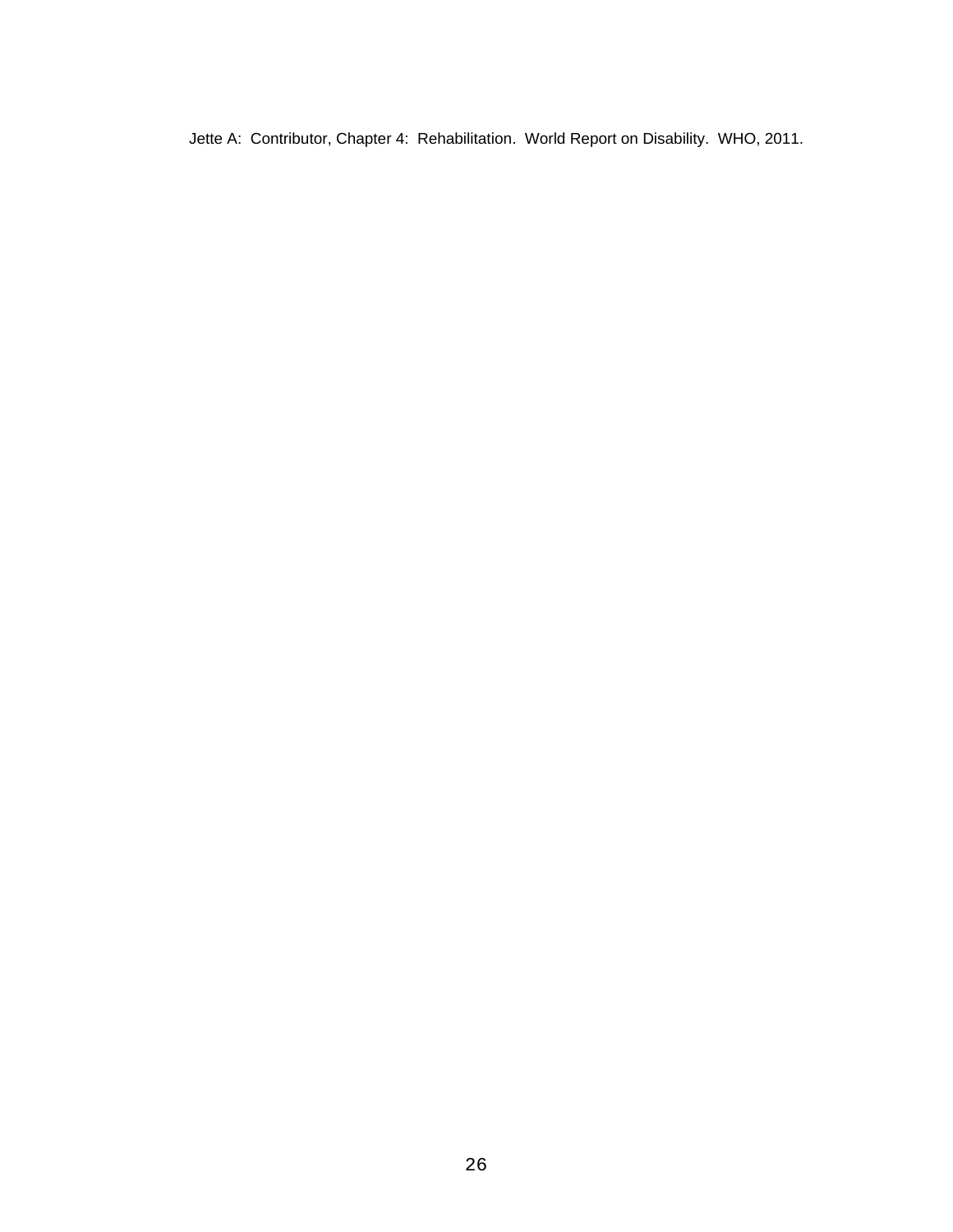Jette A: Contributor, Chapter 4: Rehabilitation. World Report on Disability. WHO, 2011.